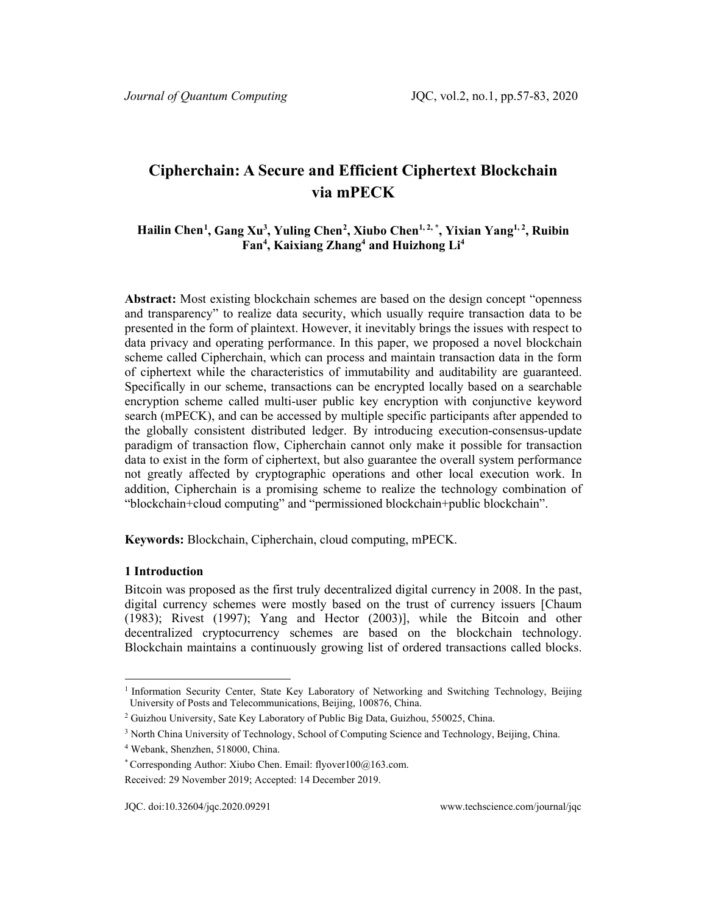# Cipherchain: A Secure and Efficient Ciphertext Blockchain via mPECK

**Hailin Chen[1], Gang Xu[3], Yuling Chen[2], Xiubo Chen[1, 2, *], Yixian Yang[1, 2], Ruibin Fan[4], Kaixiang Zhang[4] and Huizhong Li[4]**

**Abstract:** Most existing blockchain schemes are based on the design concept "openness and transparency" to realize data security, which usually require transaction data to be presented in the form of plaintext. However, it inevitably brings the issues with respect to data privacy and operating performance. In this paper, we proposed a novel blockchain scheme called Cipherchain, which can process and maintain transaction data in the form of ciphertext while the characteristics of immutability and auditability are guaranteed. Specifically in our scheme, transactions can be encrypted locally based on a searchable encryption scheme called multi-user public key encryption with conjunctive keyword search (mPECK), and can be accessed by multiple specific participants after appended to the globally consistent distributed ledger. By introducing execution-consensus-update paradigm of transaction flow, Cipherchain cannot only make it possible for transaction data to exist in the form of ciphertext, but also guarantee the overall system performance not greatly affected by cryptographic operations and other local execution work. In addition, Cipherchain is a promising scheme to realize the technology combination of "blockchain+cloud computing" and "permissioned blockchain+public blockchain".

**Keywords:** Blockchain, Cipherchain, cloud computing, mPECK.

## 1 Introduction

Bitcoin was proposed as the first truly decentralized digital currency in 2008. In the past, digital currency schemes were mostly based on the trust of currency issuers [Chaum (1983); Rivest (1997); Yang and Hector (2003)], while the Bitcoin and other decentralized cryptocurrency schemes are based on the blockchain technology. Blockchain maintains a continuously growing list of ordered transactions called blocks.

---

[1] Information Security Center, State Key Laboratory of Networking and Switching Technology, Beijing University of Posts and Telecommunications, Beijing, 100876, China.

[2] Guizhou University, Sate Key Laboratory of Public Big Data, Guizhou, 550025, China.

[3] North China University of Technology, School of Computing Science and Technology, Beijing, China.

[4] Webank, Shenzhen, 518000, China.

[*] Corresponding Author: Xiubo Chen. Email: flyover100@163.com.

Received: 29 November 2019; Accepted: 14 December 2019.

JQC. doi:10.32604/jqc.2020.09291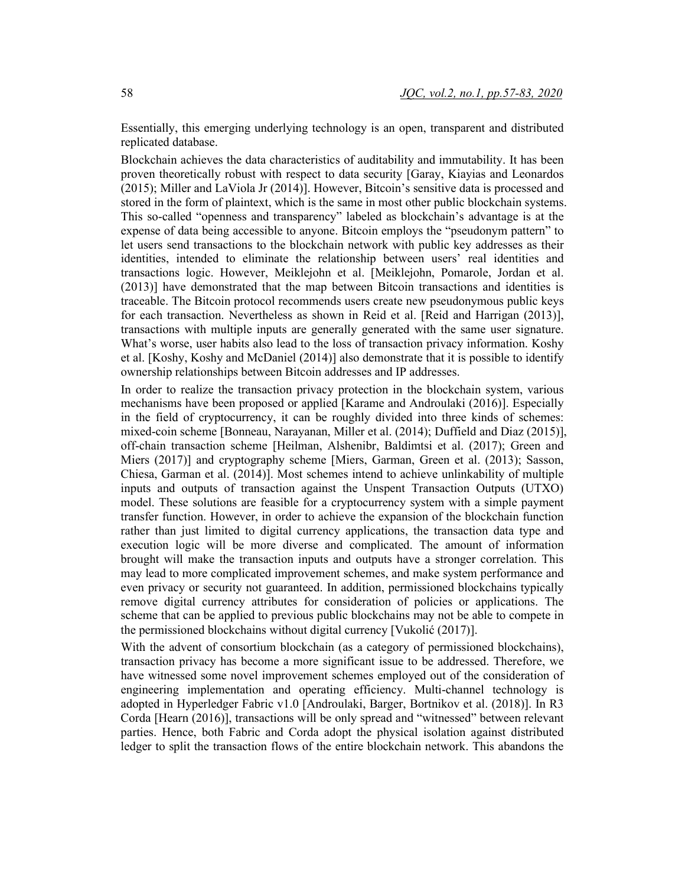Essentially, this emerging underlying technology is an open, transparent and distributed replicated database.

Blockchain achieves the data characteristics of auditability and immutability. It has been proven theoretically robust with respect to data security [Garay, Kiayias and Leonardos (2015); Miller and LaViola Jr (2014)]. However, Bitcoin's sensitive data is processed and stored in the form of plaintext, which is the same in most other public blockchain systems. This so-called "openness and transparency" labeled as blockchain's advantage is at the expense of data being accessible to anyone. Bitcoin employs the "pseudonym pattern" to let users send transactions to the blockchain network with public key addresses as their identities, intended to eliminate the relationship between users' real identities and transactions logic. However, Meiklejohn et al. [Meiklejohn, Pomarole, Jordan et al. (2013)] have demonstrated that the map between Bitcoin transactions and identities is traceable. The Bitcoin protocol recommends users create new pseudonymous public keys for each transaction. Nevertheless as shown in Reid et al. [Reid and Harrigan (2013)], transactions with multiple inputs are generally generated with the same user signature. What's worse, user habits also lead to the loss of transaction privacy information. Koshy et al. [Koshy, Koshy and McDaniel (2014)] also demonstrate that it is possible to identify ownership relationships between Bitcoin addresses and IP addresses.

In order to realize the transaction privacy protection in the blockchain system, various mechanisms have been proposed or applied [Karame and Androulaki (2016)]. Especially in the field of cryptocurrency, it can be roughly divided into three kinds of schemes: mixed-coin scheme [Bonneau, Narayanan, Miller et al. (2014); Duffield and Diaz (2015)], off-chain transaction scheme [Heilman, Alshenibr, Baldimtsi et al. (2017); Green and Miers (2017)] and cryptography scheme [Miers, Garman, Green et al. (2013); Sasson, Chiesa, Garman et al. (2014)]. Most schemes intend to achieve unlinkability of multiple inputs and outputs of transaction against the Unspent Transaction Outputs (UTXO) model. These solutions are feasible for a cryptocurrency system with a simple payment transfer function. However, in order to achieve the expansion of the blockchain function rather than just limited to digital currency applications, the transaction data type and execution logic will be more diverse and complicated. The amount of information brought will make the transaction inputs and outputs have a stronger correlation. This may lead to more complicated improvement schemes, and make system performance and even privacy or security not guaranteed. In addition, permissioned blockchains typically remove digital currency attributes for consideration of policies or applications. The scheme that can be applied to previous public blockchains may not be able to compete in the permissioned blockchains without digital currency [Vukolić (2017)].

With the advent of consortium blockchain (as a category of permissioned blockchains), transaction privacy has become a more significant issue to be addressed. Therefore, we have witnessed some novel improvement schemes employed out of the consideration of engineering implementation and operating efficiency. Multi-channel technology is adopted in Hyperledger Fabric v1.0 [Androulaki, Barger, Bortnikov et al. (2018)]. In R3 Corda [Hearn (2016)], transactions will be only spread and "witnessed" between relevant parties. Hence, both Fabric and Corda adopt the physical isolation against distributed ledger to split the transaction flows of the entire blockchain network. This abandons the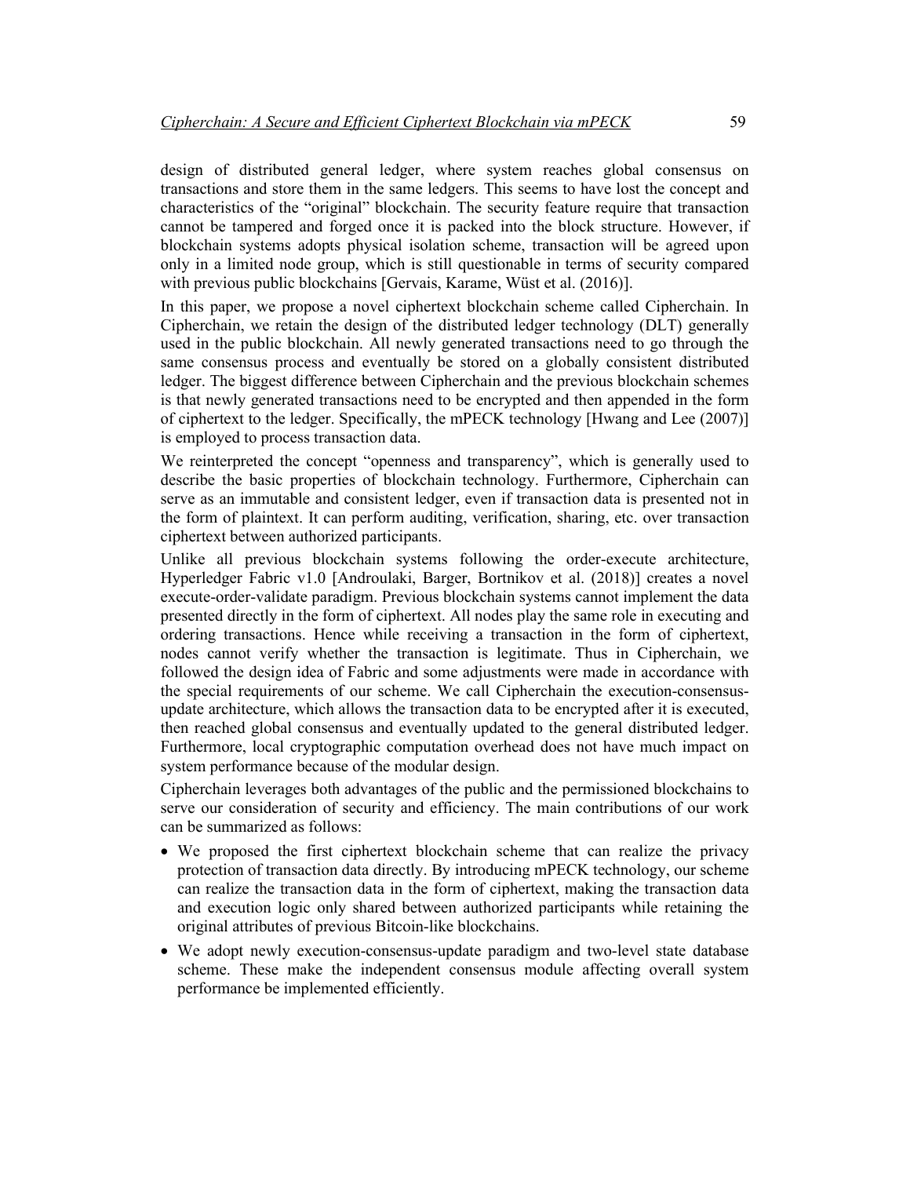design of distributed general ledger, where system reaches global consensus on transactions and store them in the same ledgers. This seems to have lost the concept and characteristics of the "original" blockchain. The security feature require that transaction cannot be tampered and forged once it is packed into the block structure. However, if blockchain systems adopts physical isolation scheme, transaction will be agreed upon only in a limited node group, which is still questionable in terms of security compared with previous public blockchains [Gervais, Karame, Wüst et al. (2016)].

In this paper, we propose a novel ciphertext blockchain scheme called Cipherchain. In Cipherchain, we retain the design of the distributed ledger technology (DLT) generally used in the public blockchain. All newly generated transactions need to go through the same consensus process and eventually be stored on a globally consistent distributed ledger. The biggest difference between Cipherchain and the previous blockchain schemes is that newly generated transactions need to be encrypted and then appended in the form of ciphertext to the ledger. Specifically, the mPECK technology [Hwang and Lee (2007)] is employed to process transaction data.

We reinterpreted the concept "openness and transparency", which is generally used to describe the basic properties of blockchain technology. Furthermore, Cipherchain can serve as an immutable and consistent ledger, even if transaction data is presented not in the form of plaintext. It can perform auditing, verification, sharing, etc. over transaction ciphertext between authorized participants.

Unlike all previous blockchain systems following the order-execute architecture, Hyperledger Fabric v1.0 [Androulaki, Barger, Bortnikov et al. (2018)] creates a novel execute-order-validate paradigm. Previous blockchain systems cannot implement the data presented directly in the form of ciphertext. All nodes play the same role in executing and ordering transactions. Hence while receiving a transaction in the form of ciphertext, nodes cannot verify whether the transaction is legitimate. Thus in Cipherchain, we followed the design idea of Fabric and some adjustments were made in accordance with the special requirements of our scheme. We call Cipherchain the execution-consensus-update architecture, which allows the transaction data to be encrypted after it is executed, then reached global consensus and eventually updated to the general distributed ledger. Furthermore, local cryptographic computation overhead does not have much impact on system performance because of the modular design.

Cipherchain leverages both advantages of the public and the permissioned blockchains to serve our consideration of security and efficiency. The main contributions of our work can be summarized as follows:

- We proposed the first ciphertext blockchain scheme that can realize the privacy protection of transaction data directly. By introducing mPECK technology, our scheme can realize the transaction data in the form of ciphertext, making the transaction data and execution logic only shared between authorized participants while retaining the original attributes of previous Bitcoin-like blockchains.
- We adopt newly execution-consensus-update paradigm and two-level state database scheme. These make the independent consensus module affecting overall system performance be implemented efficiently.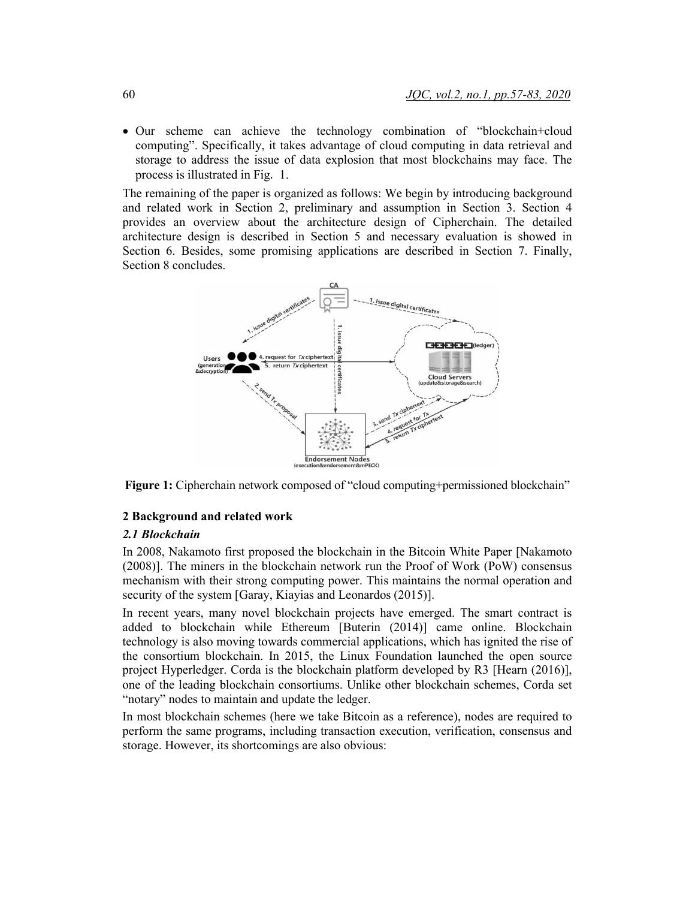- Our scheme can achieve the technology combination of "blockchain+cloud computing". Specifically, it takes advantage of cloud computing in data retrieval and storage to address the issue of data explosion that most blockchains may face. The process is illustrated in Fig. 1.

The remaining of the paper is organized as follows: We begin by introducing background and related work in Section 2, preliminary and assumption in Section 3. Section 4 provides an overview about the architecture design of Cipherchain. The detailed architecture design is described in Section 5 and necessary evaluation is showed in Section 6. Besides, some promising applications are described in Section 7. Finally, Section 8 concludes.

**Figure 1:** Cipherchain network composed of "cloud computing+permissioned blockchain"

## 2 Background and related work

### *2.1 Blockchain*

In 2008, Nakamoto first proposed the blockchain in the Bitcoin White Paper [Nakamoto (2008)]. The miners in the blockchain network run the Proof of Work (PoW) consensus mechanism with their strong computing power. This maintains the normal operation and security of the system [Garay, Kiayias and Leonardos (2015)].

In recent years, many novel blockchain projects have emerged. The smart contract is added to blockchain while Ethereum [Buterin (2014)] came online. Blockchain technology is also moving towards commercial applications, which has ignited the rise of the consortium blockchain. In 2015, the Linux Foundation launched the open source project Hyperledger. Corda is the blockchain platform developed by R3 [Hearn (2016)], one of the leading blockchain consortiums. Unlike other blockchain schemes, Corda set "notary" nodes to maintain and update the ledger.

In most blockchain schemes (here we take Bitcoin as a reference), nodes are required to perform the same programs, including transaction execution, verification, consensus and storage. However, its shortcomings are also obvious: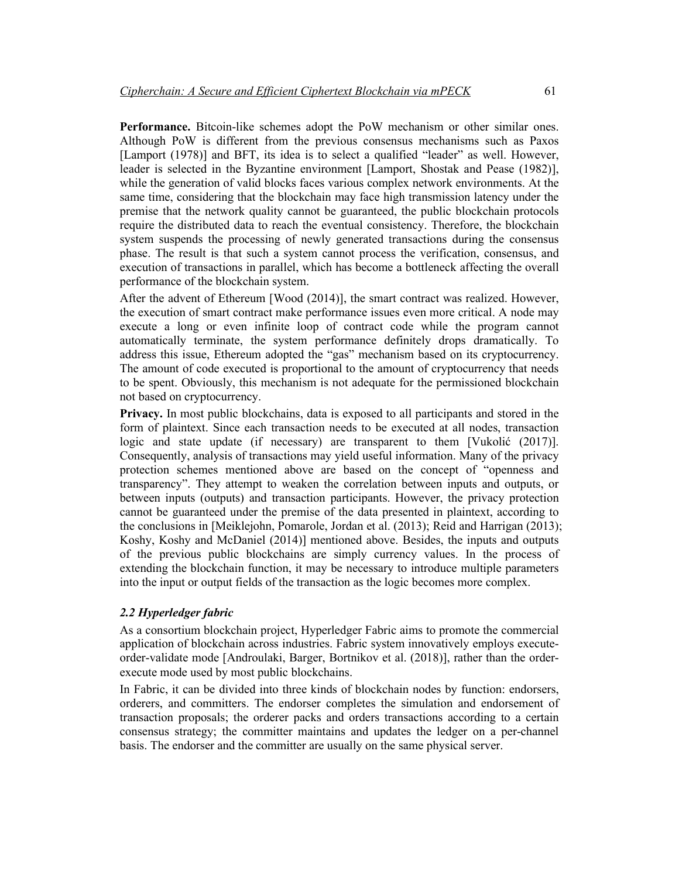**Performance.** Bitcoin-like schemes adopt the PoW mechanism or other similar ones. Although PoW is different from the previous consensus mechanisms such as Paxos [Lamport (1978)] and BFT, its idea is to select a qualified "leader" as well. However, leader is selected in the Byzantine environment [Lamport, Shostak and Pease (1982)], while the generation of valid blocks faces various complex network environments. At the same time, considering that the blockchain may face high transmission latency under the premise that the network quality cannot be guaranteed, the public blockchain protocols require the distributed data to reach the eventual consistency. Therefore, the blockchain system suspends the processing of newly generated transactions during the consensus phase. The result is that such a system cannot process the verification, consensus, and execution of transactions in parallel, which has become a bottleneck affecting the overall performance of the blockchain system.

After the advent of Ethereum [Wood (2014)], the smart contract was realized. However, the execution of smart contract make performance issues even more critical. A node may execute a long or even infinite loop of contract code while the program cannot automatically terminate, the system performance definitely drops dramatically. To address this issue, Ethereum adopted the "gas" mechanism based on its cryptocurrency. The amount of code executed is proportional to the amount of cryptocurrency that needs to be spent. Obviously, this mechanism is not adequate for the permissioned blockchain not based on cryptocurrency.

**Privacy.** In most public blockchains, data is exposed to all participants and stored in the form of plaintext. Since each transaction needs to be executed at all nodes, transaction logic and state update (if necessary) are transparent to them [Vukolić (2017)]. Consequently, analysis of transactions may yield useful information. Many of the privacy protection schemes mentioned above are based on the concept of "openness and transparency". They attempt to weaken the correlation between inputs and outputs, or between inputs (outputs) and transaction participants. However, the privacy protection cannot be guaranteed under the premise of the data presented in plaintext, according to the conclusions in [Meiklejohn, Pomarole, Jordan et al. (2013); Reid and Harrigan (2013); Koshy, Koshy and McDaniel (2014)] mentioned above. Besides, the inputs and outputs of the previous public blockchains are simply currency values. In the process of extending the blockchain function, it may be necessary to introduce multiple parameters into the input or output fields of the transaction as the logic becomes more complex.

### *2.2 Hyperledger fabric*

As a consortium blockchain project, Hyperledger Fabric aims to promote the commercial application of blockchain across industries. Fabric system innovatively employs execute-order-validate mode [Androulaki, Barger, Bortnikov et al. (2018)], rather than the order-execute mode used by most public blockchains.

In Fabric, it can be divided into three kinds of blockchain nodes by function: endorsers, orderers, and committers. The endorser completes the simulation and endorsement of transaction proposals; the orderer packs and orders transactions according to a certain consensus strategy; the committer maintains and updates the ledger on a per-channel basis. The endorser and the committer are usually on the same physical server.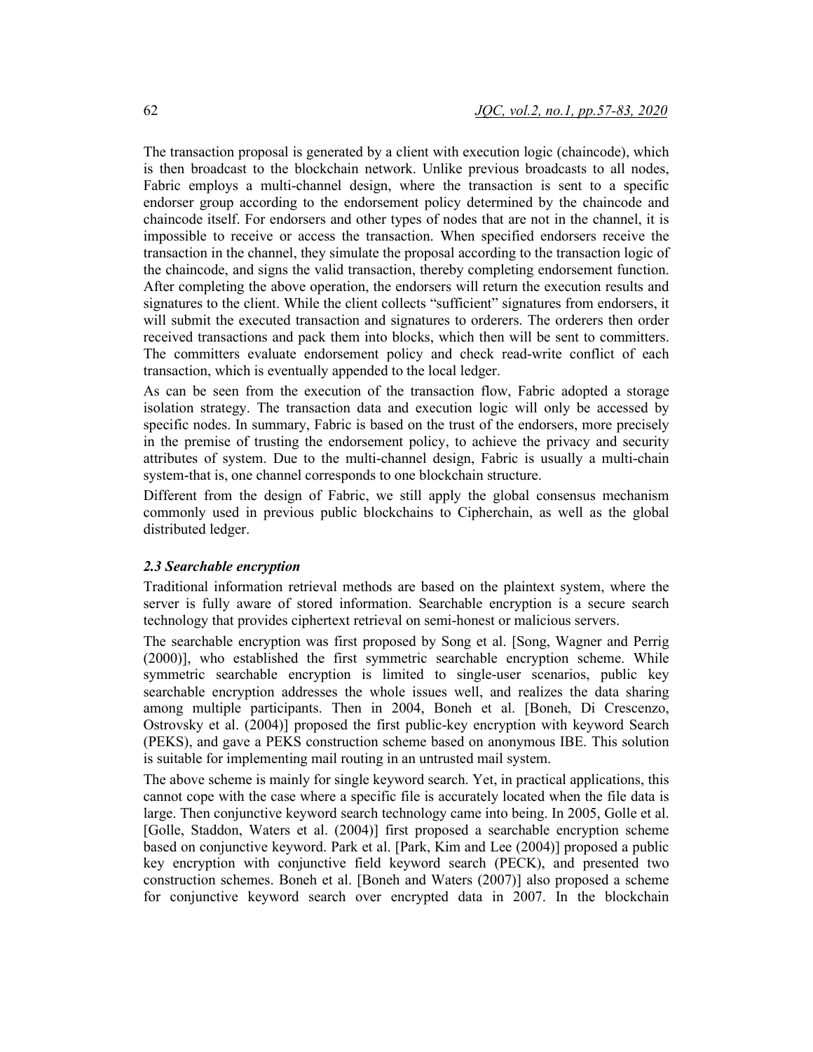The transaction proposal is generated by a client with execution logic (chaincode), which is then broadcast to the blockchain network. Unlike previous broadcasts to all nodes, Fabric employs a multi-channel design, where the transaction is sent to a specific endorser group according to the endorsement policy determined by the chaincode and chaincode itself. For endorsers and other types of nodes that are not in the channel, it is impossible to receive or access the transaction. When specified endorsers receive the transaction in the channel, they simulate the proposal according to the transaction logic of the chaincode, and signs the valid transaction, thereby completing endorsement function. After completing the above operation, the endorsers will return the execution results and signatures to the client. While the client collects "sufficient" signatures from endorsers, it will submit the executed transaction and signatures to orderers. The orderers then order received transactions and pack them into blocks, which then will be sent to committers. The committers evaluate endorsement policy and check read-write conflict of each transaction, which is eventually appended to the local ledger.

As can be seen from the execution of the transaction flow, Fabric adopted a storage isolation strategy. The transaction data and execution logic will only be accessed by specific nodes. In summary, Fabric is based on the trust of the endorsers, more precisely in the premise of trusting the endorsement policy, to achieve the privacy and security attributes of system. Due to the multi-channel design, Fabric is usually a multi-chain system-that is, one channel corresponds to one blockchain structure.

Different from the design of Fabric, we still apply the global consensus mechanism commonly used in previous public blockchains to Cipherchain, as well as the global distributed ledger.

### *2.3 Searchable encryption*

Traditional information retrieval methods are based on the plaintext system, where the server is fully aware of stored information. Searchable encryption is a secure search technology that provides ciphertext retrieval on semi-honest or malicious servers.

The searchable encryption was first proposed by Song et al. [Song, Wagner and Perrig (2000)], who established the first symmetric searchable encryption scheme. While symmetric searchable encryption is limited to single-user scenarios, public key searchable encryption addresses the whole issues well, and realizes the data sharing among multiple participants. Then in 2004, Boneh et al. [Boneh, Di Crescenzo, Ostrovsky et al. (2004)] proposed the first public-key encryption with keyword Search (PEKS), and gave a PEKS construction scheme based on anonymous IBE. This solution is suitable for implementing mail routing in an untrusted mail system.

The above scheme is mainly for single keyword search. Yet, in practical applications, this cannot cope with the case where a specific file is accurately located when the file data is large. Then conjunctive keyword search technology came into being. In 2005, Golle et al. [Golle, Staddon, Waters et al. (2004)] first proposed a searchable encryption scheme based on conjunctive keyword. Park et al. [Park, Kim and Lee (2004)] proposed a public key encryption with conjunctive field keyword search (PECK), and presented two construction schemes. Boneh et al. [Boneh and Waters (2007)] also proposed a scheme for conjunctive keyword search over encrypted data in 2007. In the blockchain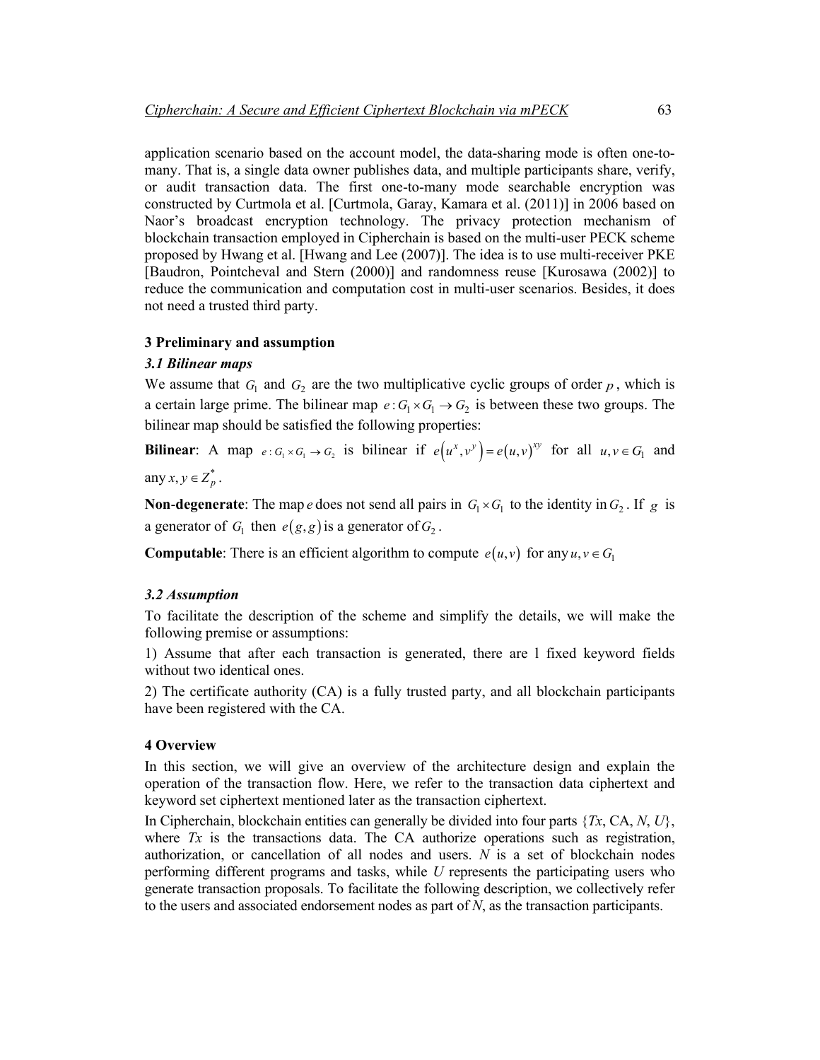application scenario based on the account model, the data-sharing mode is often one-to-many. That is, a single data owner publishes data, and multiple participants share, verify, or audit transaction data. The first one-to-many mode searchable encryption was constructed by Curtmola et al. [Curtmola, Garay, Kamara et al. (2011)] in 2006 based on Naor's broadcast encryption technology. The privacy protection mechanism of blockchain transaction employed in Cipherchain is based on the multi-user PECK scheme proposed by Hwang et al. [Hwang and Lee (2007)]. The idea is to use multi-receiver PKE [Baudron, Pointcheval and Stern (2000)] and randomness reuse [Kurosawa (2002)] to reduce the communication and computation cost in multi-user scenarios. Besides, it does not need a trusted third party.

## 3 Preliminary and assumption

### *3.1 Bilinear maps*

We assume that $G_1$ and $G_2$ are the two multiplicative cyclic groups of order $p$, which is a certain large prime. The bilinear map $e: G_1 \times G_1 \to G_2$ is between these two groups. The bilinear map should be satisfied the following properties:

**Bilinear**: A map $e: G_1 \times G_1 \to G_2$ is bilinear if $e\left(u^x, v^y\right) = e\left(u, v\right)^{xy}$ for all $u, v \in G_1$ and any $x, y \in Z_p^*$.

**Non-degenerate**: The map $e$ does not send all pairs in $G_1 \times G_1$ to the identity in $G_2$. If $g$ is a generator of $G_1$ then $e\left(g, g\right)$ is a generator of $G_2$.

**Computable**: There is an efficient algorithm to compute $e\left(u, v\right)$ for any $u, v \in G_1$

### *3.2 Assumption*

To facilitate the description of the scheme and simplify the details, we will make the following premise or assumptions:

1) Assume that after each transaction is generated, there are l fixed keyword fields without two identical ones.

2) The certificate authority (CA) is a fully trusted party, and all blockchain participants have been registered with the CA.

## 4 Overview

In this section, we will give an overview of the architecture design and explain the operation of the transaction flow. Here, we refer to the transaction data ciphertext and keyword set ciphertext mentioned later as the transaction ciphertext.

In Cipherchain, blockchain entities can generally be divided into four parts {*Tx*, CA, *N*, *U*}, where *Tx* is the transactions data. The CA authorize operations such as registration, authorization, or cancellation of all nodes and users. *N* is a set of blockchain nodes performing different programs and tasks, while *U* represents the participating users who generate transaction proposals. To facilitate the following description, we collectively refer to the users and associated endorsement nodes as part of *N*, as the transaction participants.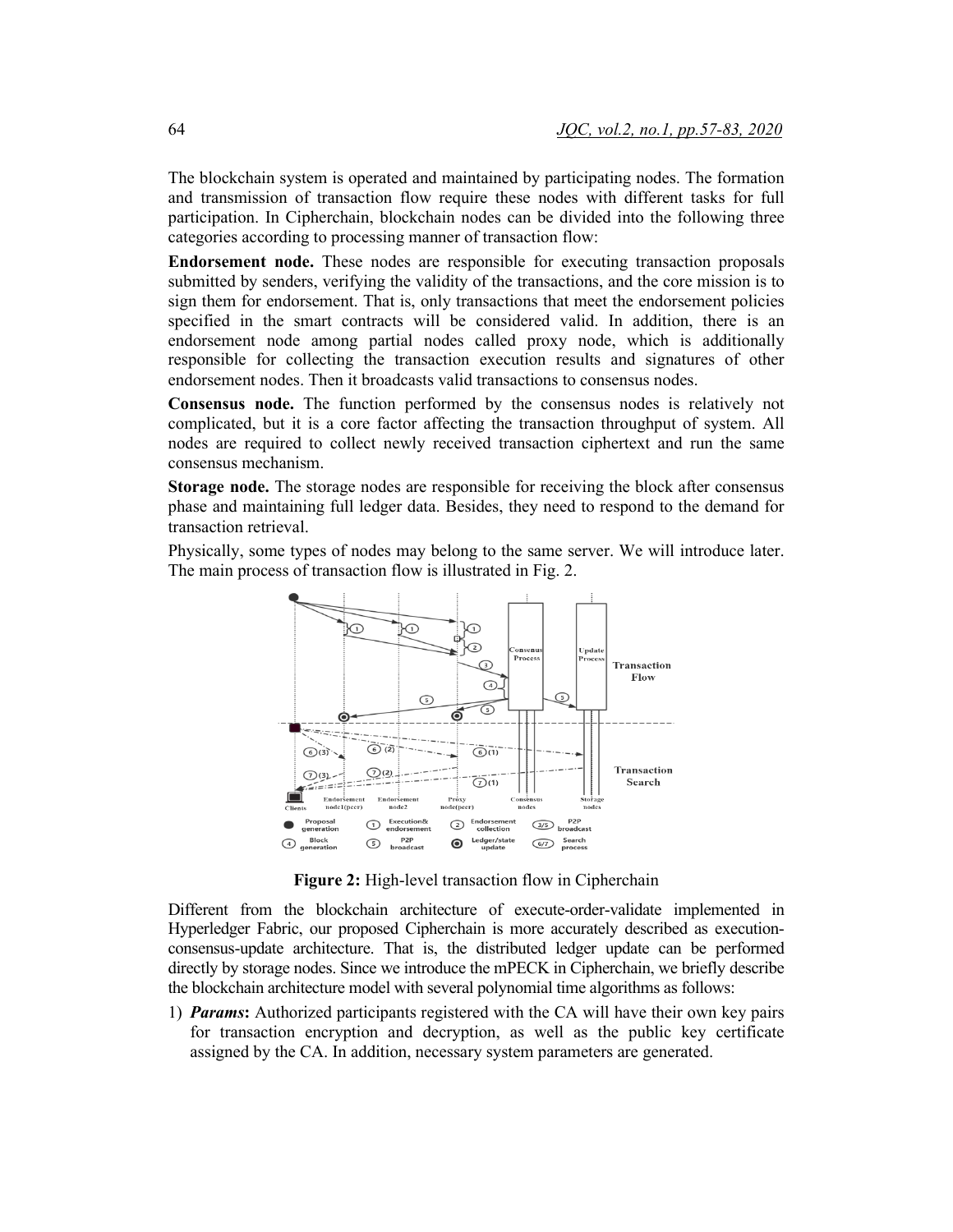The blockchain system is operated and maintained by participating nodes. The formation and transmission of transaction flow require these nodes with different tasks for full participation. In Cipherchain, blockchain nodes can be divided into the following three categories according to processing manner of transaction flow:

**Endorsement node.** These nodes are responsible for executing transaction proposals submitted by senders, verifying the validity of the transactions, and the core mission is to sign them for endorsement. That is, only transactions that meet the endorsement policies specified in the smart contracts will be considered valid. In addition, there is an endorsement node among partial nodes called proxy node, which is additionally responsible for collecting the transaction execution results and signatures of other endorsement nodes. Then it broadcasts valid transactions to consensus nodes.

**Consensus node.** The function performed by the consensus nodes is relatively not complicated, but it is a core factor affecting the transaction throughput of system. All nodes are required to collect newly received transaction ciphertext and run the same consensus mechanism.

**Storage node.** The storage nodes are responsible for receiving the block after consensus phase and maintaining full ledger data. Besides, they need to respond to the demand for transaction retrieval.

Physically, some types of nodes may belong to the same server. We will introduce later. The main process of transaction flow is illustrated in Fig. 2.

**Figure 2:** High-level transaction flow in Cipherchain

Different from the blockchain architecture of execute-order-validate implemented in Hyperledger Fabric, our proposed Cipherchain is more accurately described as execution-consensus-update architecture. That is, the distributed ledger update can be performed directly by storage nodes. Since we introduce the mPECK in Cipherchain, we briefly describe the blockchain architecture model with several polynomial time algorithms as follows:

1) ***Params*:** Authorized participants registered with the CA will have their own key pairs for transaction encryption and decryption, as well as the public key certificate assigned by the CA. In addition, necessary system parameters are generated.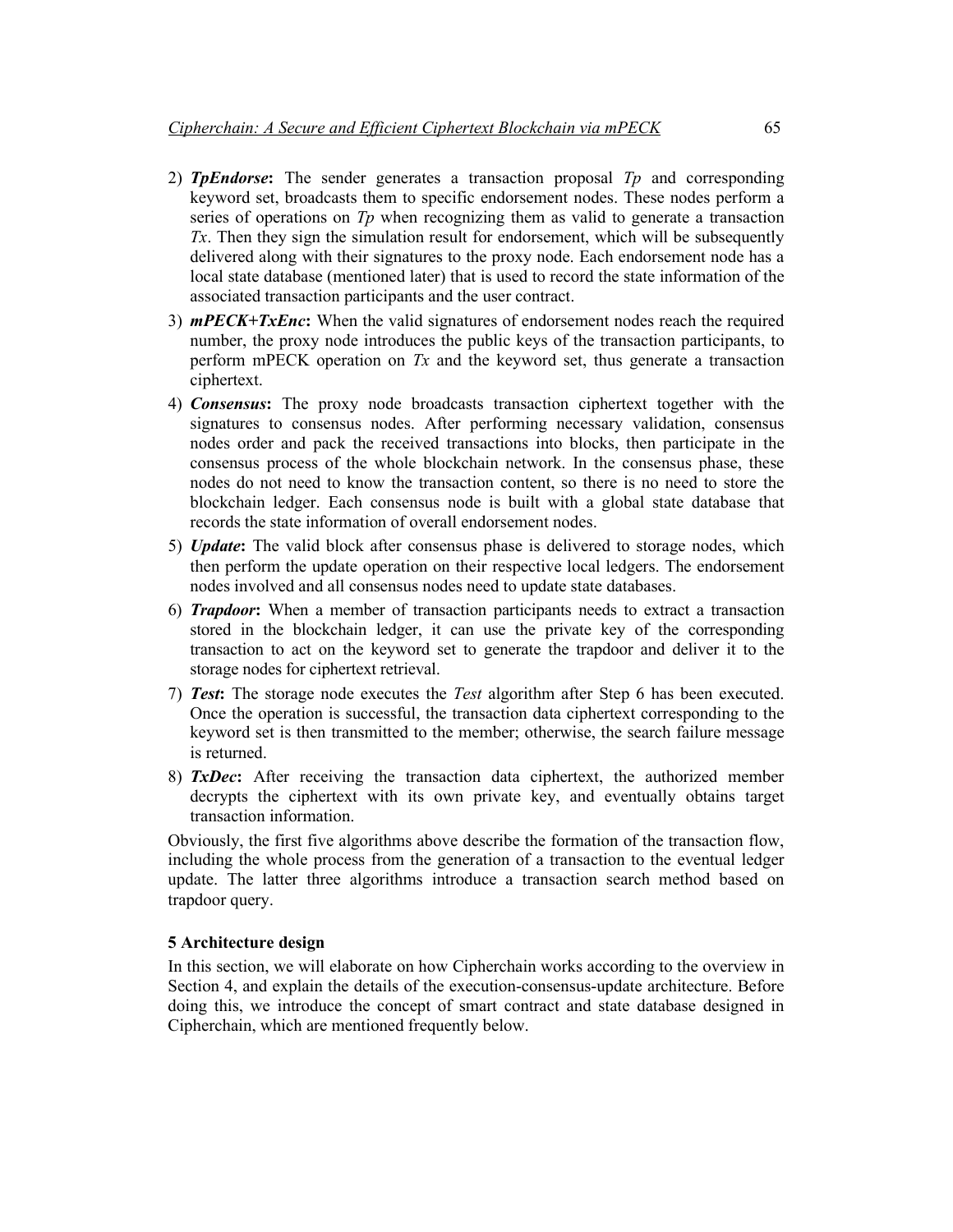2) ***TpEndorse*:** The sender generates a transaction proposal *Tp* and corresponding keyword set, broadcasts them to specific endorsement nodes. These nodes perform a series of operations on *Tp* when recognizing them as valid to generate a transaction *Tx*. Then they sign the simulation result for endorsement, which will be subsequently delivered along with their signatures to the proxy node. Each endorsement node has a local state database (mentioned later) that is used to record the state information of the associated transaction participants and the user contract.
3) ***mPECK+TxEnc*:** When the valid signatures of endorsement nodes reach the required number, the proxy node introduces the public keys of the transaction participants, to perform mPECK operation on *Tx* and the keyword set, thus generate a transaction ciphertext.
4) ***Consensus*:** The proxy node broadcasts transaction ciphertext together with the signatures to consensus nodes. After performing necessary validation, consensus nodes order and pack the received transactions into blocks, then participate in the consensus process of the whole blockchain network. In the consensus phase, these nodes do not need to know the transaction content, so there is no need to store the blockchain ledger. Each consensus node is built with a global state database that records the state information of overall endorsement nodes.
5) ***Update*:** The valid block after consensus phase is delivered to storage nodes, which then perform the update operation on their respective local ledgers. The endorsement nodes involved and all consensus nodes need to update state databases.
6) ***Trapdoor*:** When a member of transaction participants needs to extract a transaction stored in the blockchain ledger, it can use the private key of the corresponding transaction to act on the keyword set to generate the trapdoor and deliver it to the storage nodes for ciphertext retrieval.
7) ***Test*:** The storage node executes the *Test* algorithm after Step 6 has been executed. Once the operation is successful, the transaction data ciphertext corresponding to the keyword set is then transmitted to the member; otherwise, the search failure message is returned.
8) ***TxDec*:** After receiving the transaction data ciphertext, the authorized member decrypts the ciphertext with its own private key, and eventually obtains target transaction information.

Obviously, the first five algorithms above describe the formation of the transaction flow, including the whole process from the generation of a transaction to the eventual ledger update. The latter three algorithms introduce a transaction search method based on trapdoor query.

## 5 Architecture design

In this section, we will elaborate on how Cipherchain works according to the overview in Section 4, and explain the details of the execution-consensus-update architecture. Before doing this, we introduce the concept of smart contract and state database designed in Cipherchain, which are mentioned frequently below.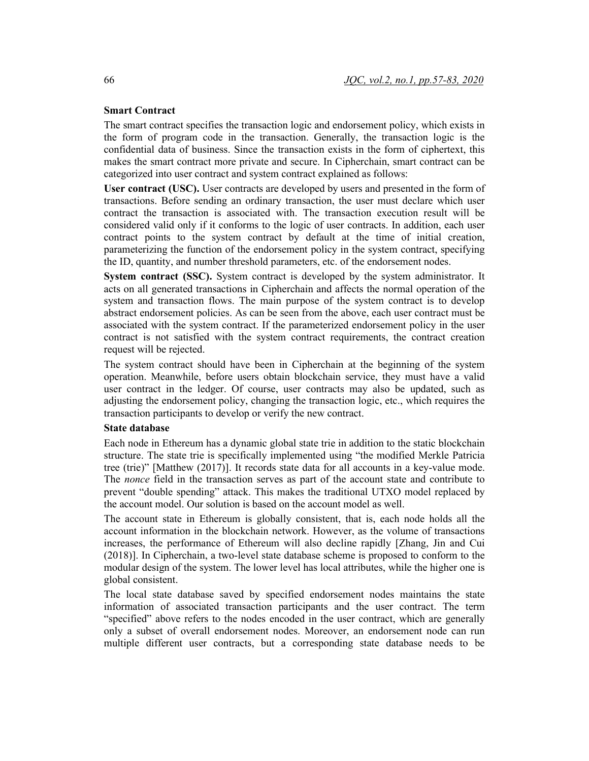**Smart Contract**

The smart contract specifies the transaction logic and endorsement policy, which exists in the form of program code in the transaction. Generally, the transaction logic is the confidential data of business. Since the transaction exists in the form of ciphertext, this makes the smart contract more private and secure. In Cipherchain, smart contract can be categorized into user contract and system contract explained as follows:

**User contract (USC).** User contracts are developed by users and presented in the form of transactions. Before sending an ordinary transaction, the user must declare which user contract the transaction is associated with. The transaction execution result will be considered valid only if it conforms to the logic of user contracts. In addition, each user contract points to the system contract by default at the time of initial creation, parameterizing the function of the endorsement policy in the system contract, specifying the ID, quantity, and number threshold parameters, etc. of the endorsement nodes.

**System contract (SSC).** System contract is developed by the system administrator. It acts on all generated transactions in Cipherchain and affects the normal operation of the system and transaction flows. The main purpose of the system contract is to develop abstract endorsement policies. As can be seen from the above, each user contract must be associated with the system contract. If the parameterized endorsement policy in the user contract is not satisfied with the system contract requirements, the contract creation request will be rejected.

The system contract should have been in Cipherchain at the beginning of the system operation. Meanwhile, before users obtain blockchain service, they must have a valid user contract in the ledger. Of course, user contracts may also be updated, such as adjusting the endorsement policy, changing the transaction logic, etc., which requires the transaction participants to develop or verify the new contract.

**State database**

Each node in Ethereum has a dynamic global state trie in addition to the static blockchain structure. The state trie is specifically implemented using "the modified Merkle Patricia tree (trie)" [Matthew (2017)]. It records state data for all accounts in a key-value mode. The *nonce* field in the transaction serves as part of the account state and contribute to prevent "double spending" attack. This makes the traditional UTXO model replaced by the account model. Our solution is based on the account model as well.

The account state in Ethereum is globally consistent, that is, each node holds all the account information in the blockchain network. However, as the volume of transactions increases, the performance of Ethereum will also decline rapidly [Zhang, Jin and Cui (2018)]. In Cipherchain, a two-level state database scheme is proposed to conform to the modular design of the system. The lower level has local attributes, while the higher one is global consistent.

The local state database saved by specified endorsement nodes maintains the state information of associated transaction participants and the user contract. The term "specified" above refers to the nodes encoded in the user contract, which are generally only a subset of overall endorsement nodes. Moreover, an endorsement node can run multiple different user contracts, but a corresponding state database needs to be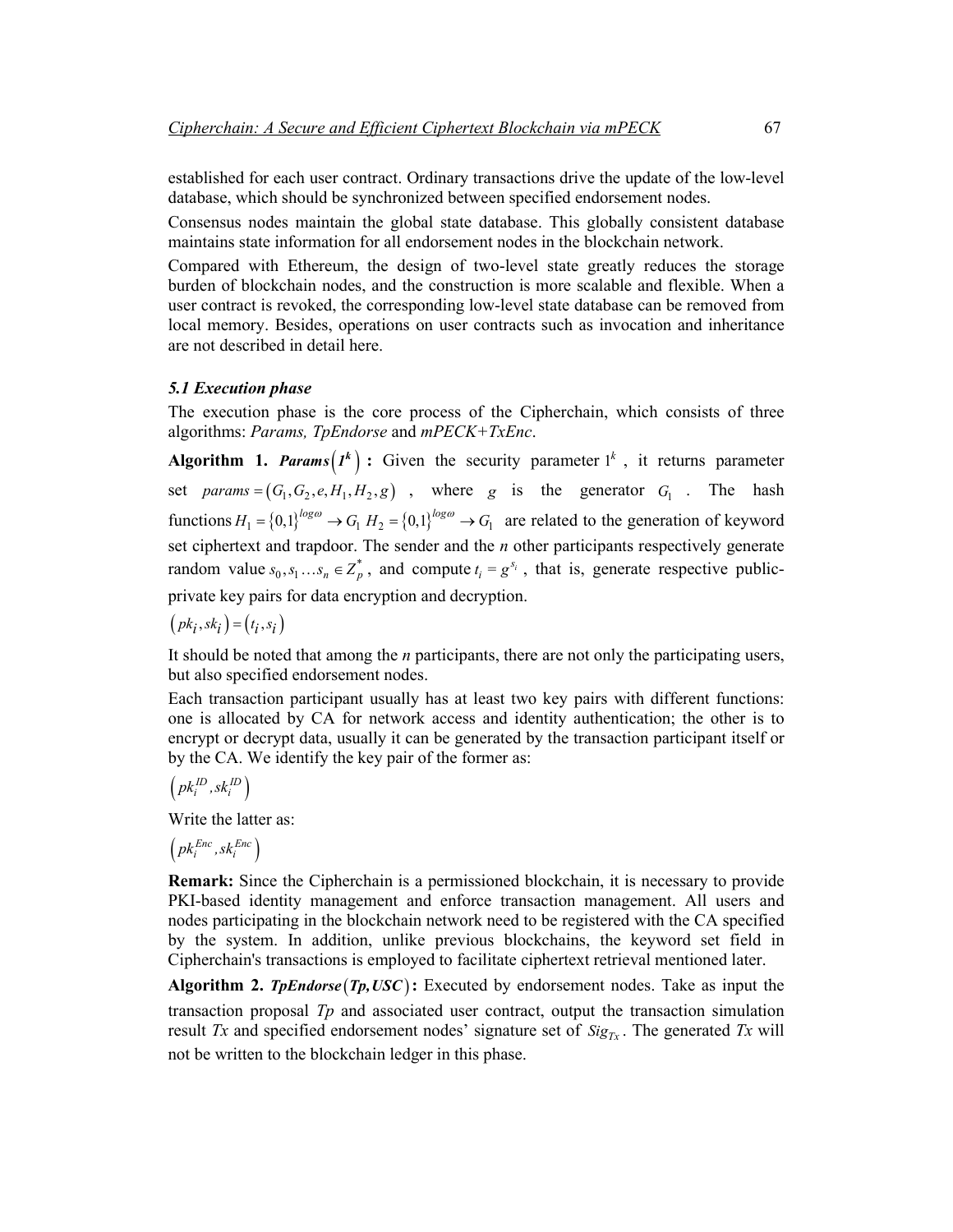established for each user contract. Ordinary transactions drive the update of the low-level database, which should be synchronized between specified endorsement nodes.

Consensus nodes maintain the global state database. This globally consistent database maintains state information for all endorsement nodes in the blockchain network.

Compared with Ethereum, the design of two-level state greatly reduces the storage burden of blockchain nodes, and the construction is more scalable and flexible. When a user contract is revoked, the corresponding low-level state database can be removed from local memory. Besides, operations on user contracts such as invocation and inheritance are not described in detail here.

### *5.1 Execution phase*

The execution phase is the core process of the Cipherchain, which consists of three algorithms: *Params, TpEndorse* and *mPECK+TxEnc*.

**Algorithm 1.** $\boldsymbol{Params}\left(\boldsymbol{1^k}\right)$ **:** Given the security parameter $1^k$, it returns parameter set $params=\left(G_1,G_2,e,H_1,H_2,g\right)$, where $g$ is the generator $G_1$. The hash functions $H_1=\{0,1\}^{log\omega}\rightarrow G_1$ $H_2=\{0,1\}^{log\omega}\rightarrow G_1$ are related to the generation of keyword set ciphertext and trapdoor. The sender and the *n* other participants respectively generate random value $s_0,s_1\ldots s_n\in Z_p^*$, and compute $t_i=g^{s_i}$, that is, generate respective public-private key pairs for data encryption and decryption.

$\left(pk_i,sk_i\right)=\left(t_i,s_i\right)$

It should be noted that among the *n* participants, there are not only the participating users, but also specified endorsement nodes.

Each transaction participant usually has at least two key pairs with different functions: one is allocated by CA for network access and identity authentication; the other is to encrypt or decrypt data, usually it can be generated by the transaction participant itself or by the CA. We identify the key pair of the former as:

$\left(pk_i^{ID},sk_i^{ID}\right)$

Write the latter as:

$\left(pk_i^{Enc},sk_i^{Enc}\right)$

**Remark:** Since the Cipherchain is a permissioned blockchain, it is necessary to provide PKI-based identity management and enforce transaction management. All users and nodes participating in the blockchain network need to be registered with the CA specified by the system. In addition, unlike previous blockchains, the keyword set field in Cipherchain's transactions is employed to facilitate ciphertext retrieval mentioned later.

**Algorithm 2.** $\boldsymbol{TpEndorse}\left(\boldsymbol{Tp,USC}\right)$**:** Executed by endorsement nodes. Take as input the transaction proposal *Tp* and associated user contract, output the transaction simulation result *Tx* and specified endorsement nodes' signature set of $Sig_{Tx}$. The generated *Tx* will not be written to the blockchain ledger in this phase.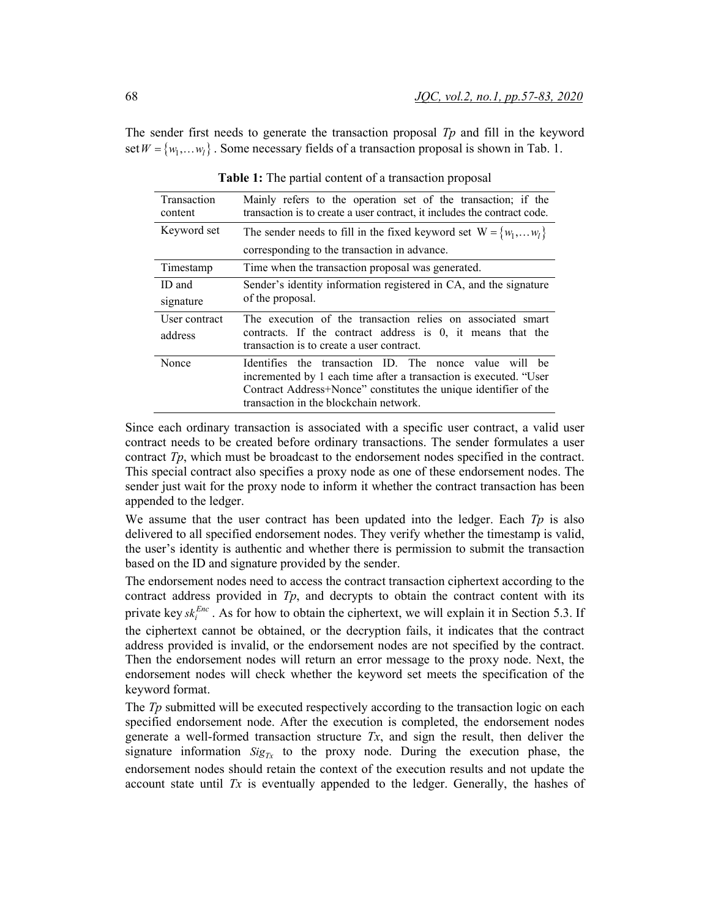The sender first needs to generate the transaction proposal *Tp* and fill in the keyword set $W = \{w_1, \ldots w_l\}$. Some necessary fields of a transaction proposal is shown in Tab. 1.

**Table 1:** The partial content of a transaction proposal

| | |
|---|---|
| Transaction content | Mainly refers to the operation set of the transaction; if the transaction is to create a user contract, it includes the contract code. |
| Keyword set | The sender needs to fill in the fixed keyword set $W = \{w_1, \ldots w_l\}$ corresponding to the transaction in advance. |
| Timestamp | Time when the transaction proposal was generated. |
| ID and signature | Sender's identity information registered in CA, and the signature of the proposal. |
| User contract address | The execution of the transaction relies on associated smart contracts. If the contract address is 0, it means that the transaction is to create a user contract. |
| Nonce | Identifies the transaction ID. The nonce value will be incremented by 1 each time after a transaction is executed. "User Contract Address+Nonce" constitutes the unique identifier of the transaction in the blockchain network. |

Since each ordinary transaction is associated with a specific user contract, a valid user contract needs to be created before ordinary transactions. The sender formulates a user contract *Tp*, which must be broadcast to the endorsement nodes specified in the contract. This special contract also specifies a proxy node as one of these endorsement nodes. The sender just wait for the proxy node to inform it whether the contract transaction has been appended to the ledger.

We assume that the user contract has been updated into the ledger. Each *Tp* is also delivered to all specified endorsement nodes. They verify whether the timestamp is valid, the user's identity is authentic and whether there is permission to submit the transaction based on the ID and signature provided by the sender.

The endorsement nodes need to access the contract transaction ciphertext according to the contract address provided in *Tp*, and decrypts to obtain the contract content with its private key $sk_i^{Enc}$. As for how to obtain the ciphertext, we will explain it in Section 5.3. If the ciphertext cannot be obtained, or the decryption fails, it indicates that the contract address provided is invalid, or the endorsement nodes are not specified by the contract. Then the endorsement nodes will return an error message to the proxy node. Next, the endorsement nodes will check whether the keyword set meets the specification of the keyword format.

The *Tp* submitted will be executed respectively according to the transaction logic on each specified endorsement node. After the execution is completed, the endorsement nodes generate a well-formed transaction structure *Tx*, and sign the result, then deliver the signature information $Sig_{Tx}$ to the proxy node. During the execution phase, the endorsement nodes should retain the context of the execution results and not update the account state until *Tx* is eventually appended to the ledger. Generally, the hashes of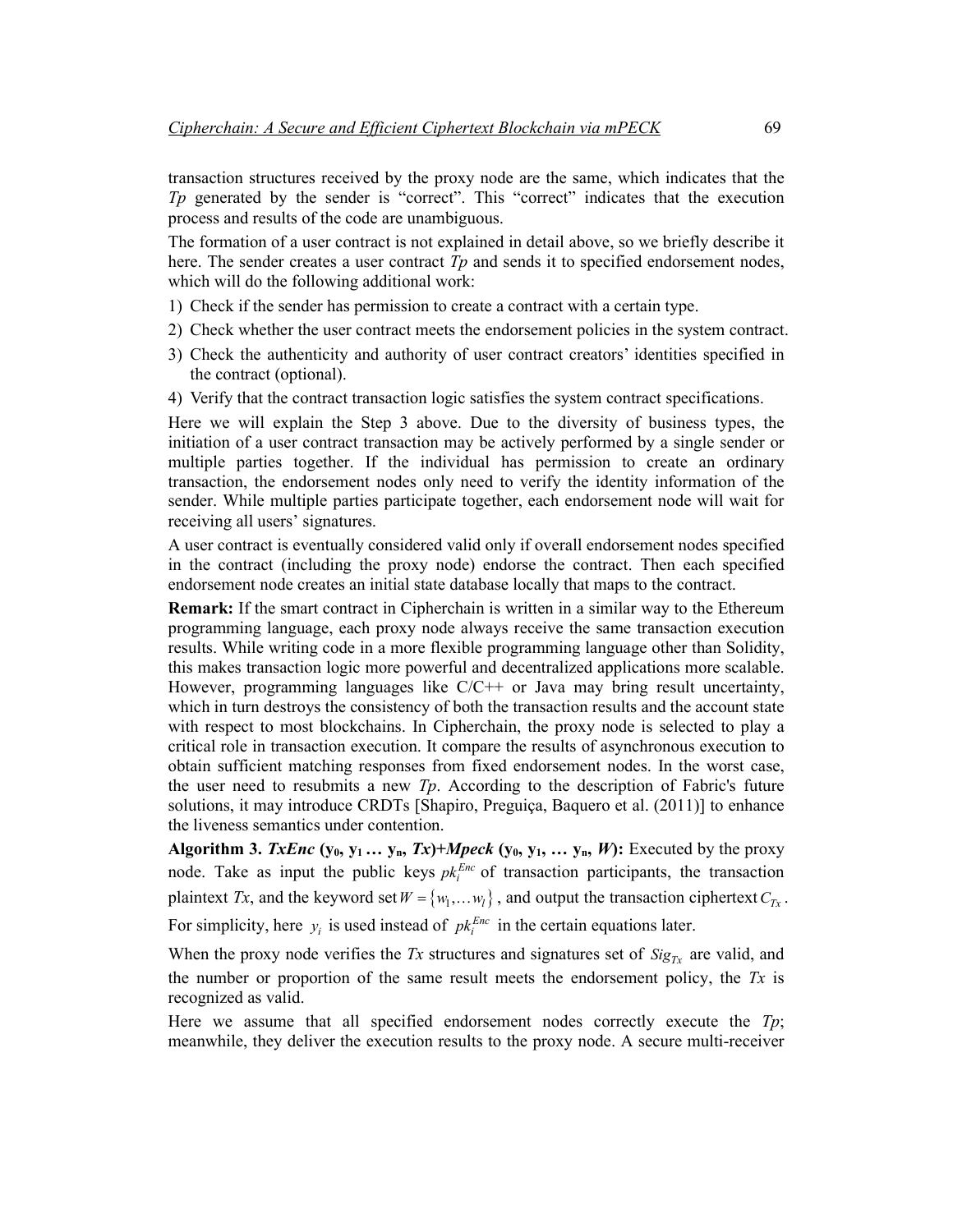transaction structures received by the proxy node are the same, which indicates that the *Tp* generated by the sender is "correct". This "correct" indicates that the execution process and results of the code are unambiguous.

The formation of a user contract is not explained in detail above, so we briefly describe it here. The sender creates a user contract *Tp* and sends it to specified endorsement nodes, which will do the following additional work:

1) Check if the sender has permission to create a contract with a certain type.
2) Check whether the user contract meets the endorsement policies in the system contract.
3) Check the authenticity and authority of user contract creators' identities specified in the contract (optional).
4) Verify that the contract transaction logic satisfies the system contract specifications.

Here we will explain the Step 3 above. Due to the diversity of business types, the initiation of a user contract transaction may be actively performed by a single sender or multiple parties together. If the individual has permission to create an ordinary transaction, the endorsement nodes only need to verify the identity information of the sender. While multiple parties participate together, each endorsement node will wait for receiving all users' signatures.

A user contract is eventually considered valid only if overall endorsement nodes specified in the contract (including the proxy node) endorse the contract. Then each specified endorsement node creates an initial state database locally that maps to the contract.

**Remark:** If the smart contract in Cipherchain is written in a similar way to the Ethereum programming language, each proxy node always receive the same transaction execution results. While writing code in a more flexible programming language other than Solidity, this makes transaction logic more powerful and decentralized applications more scalable. However, programming languages like C/C++ or Java may bring result uncertainty, which in turn destroys the consistency of both the transaction results and the account state with respect to most blockchains. In Cipherchain, the proxy node is selected to play a critical role in transaction execution. It compare the results of asynchronous execution to obtain sufficient matching responses from fixed endorsement nodes. In the worst case, the user need to resubmits a new *Tp*. According to the description of Fabric's future solutions, it may introduce CRDTs [Shapiro, Preguiça, Baquero et al. (2011)] to enhance the liveness semantics under contention.

**Algorithm 3.** ***TxEnc*** **($y_0$, $y_1$ … $y_n$,** ***Tx*****)+*****Mpeck*** **($y_0$, $y_1$, … $y_n$,** ***W*****):** Executed by the proxy node. Take as input the public keys $pk_i^{Enc}$ of transaction participants, the transaction plaintext *Tx*, and the keyword set $W = \{w_1, \ldots w_l\}$, and output the transaction ciphertext $C_{Tx}$. For simplicity, here $y_i$ is used instead of $pk_i^{Enc}$ in the certain equations later.

When the proxy node verifies the *Tx* structures and signatures set of $Sig_{Tx}$ are valid, and the number or proportion of the same result meets the endorsement policy, the *Tx* is recognized as valid.

Here we assume that all specified endorsement nodes correctly execute the *Tp*; meanwhile, they deliver the execution results to the proxy node. A secure multi-receiver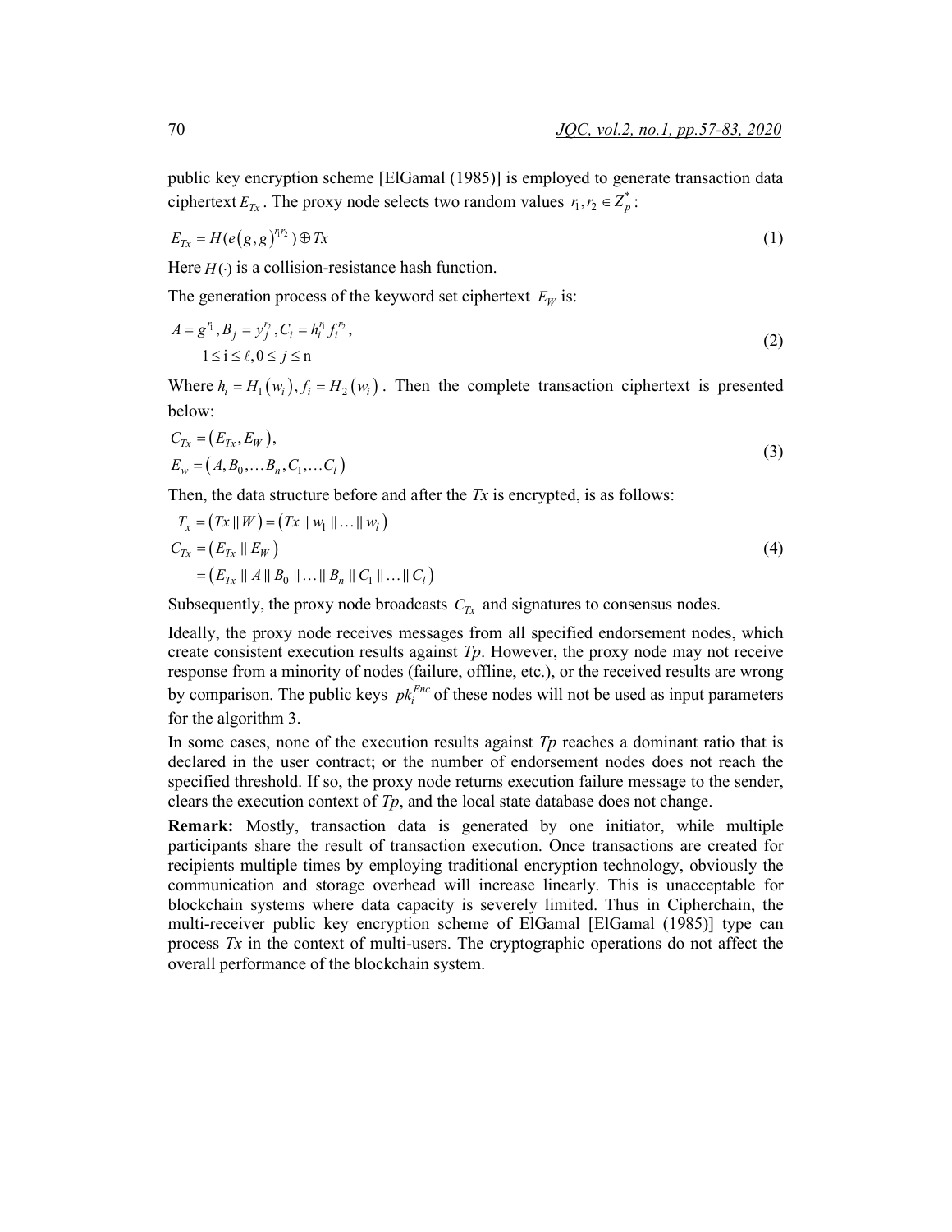public key encryption scheme [ElGamal (1985)] is employed to generate transaction data ciphertext $E_{Tx}$. The proxy node selects two random values $r_1, r_2 \in Z_p^*$:

$$E_{Tx} = H(e(g,g)^{r_1 r_2}) \oplus Tx \tag{1}$$

Here $H(\cdot)$ is a collision-resistance hash function.

The generation process of the keyword set ciphertext $E_W$ is:

$$\begin{gathered} A = g^{r_1}, B_j = y_j^{r_2}, C_i = h_i^{r_1} f_i^{r_2}, \\ 1 \le \mathrm{i} \le \ell, 0 \le j \le \mathrm{n} \end{gathered} \tag{2}$$

Where $h_i = H_1(w_i), f_i = H_2(w_i)$. Then the complete transaction ciphertext is presented below:

$$\begin{gathered} C_{Tx} = (E_{Tx}, E_W), \\ E_w = (A, B_0, \ldots B_n, C_1, \ldots C_l) \end{gathered} \tag{3}$$

Then, the data structure before and after the *Tx* is encrypted, is as follows:

$$\begin{aligned} T_x &= (Tx \,\|\, W) = (Tx \,\|\, w_1 \,\|\, \ldots \,\|\, w_l) \\ C_{Tx} &= (E_{Tx} \,\|\, E_W) \\ &= (E_{Tx} \,\|\, A \,\|\, B_0 \,\|\, \ldots \,\|\, B_n \,\|\, C_1 \,\|\, \ldots \,\|\, C_l) \end{aligned} \tag{4}$$

Subsequently, the proxy node broadcasts $C_{Tx}$ and signatures to consensus nodes.

Ideally, the proxy node receives messages from all specified endorsement nodes, which create consistent execution results against *Tp*. However, the proxy node may not receive response from a minority of nodes (failure, offline, etc.), or the received results are wrong by comparison. The public keys $pk_i^{Enc}$ of these nodes will not be used as input parameters for the algorithm 3.

In some cases, none of the execution results against *Tp* reaches a dominant ratio that is declared in the user contract; or the number of endorsement nodes does not reach the specified threshold. If so, the proxy node returns execution failure message to the sender, clears the execution context of *Tp*, and the local state database does not change.

**Remark:** Mostly, transaction data is generated by one initiator, while multiple participants share the result of transaction execution. Once transactions are created for recipients multiple times by employing traditional encryption technology, obviously the communication and storage overhead will increase linearly. This is unacceptable for blockchain systems where data capacity is severely limited. Thus in Cipherchain, the multi-receiver public key encryption scheme of ElGamal [ElGamal (1985)] type can process *Tx* in the context of multi-users. The cryptographic operations do not affect the overall performance of the blockchain system.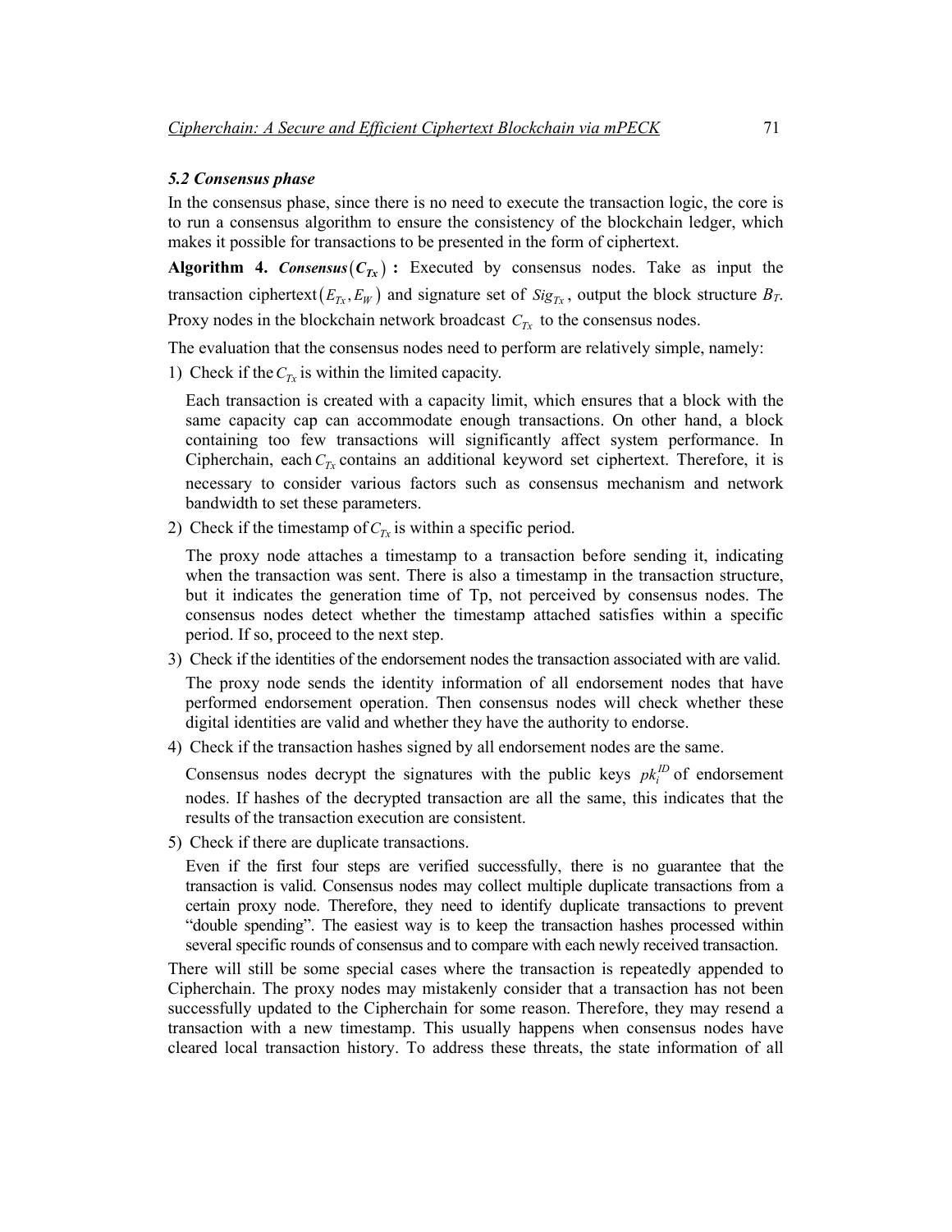### *5.2 Consensus phase*

In the consensus phase, since there is no need to execute the transaction logic, the core is to run a consensus algorithm to ensure the consistency of the blockchain ledger, which makes it possible for transactions to be presented in the form of ciphertext.

**Algorithm 4.** $\boldsymbol{Consensus(C_{Tx})}$ **:** Executed by consensus nodes. Take as input the transaction ciphertext $(E_{Tx}, E_W)$ and signature set of $Sig_{Tx}$, output the block structure $B_T$. Proxy nodes in the blockchain network broadcast $C_{Tx}$ to the consensus nodes.

The evaluation that the consensus nodes need to perform are relatively simple, namely:

1) Check if the $C_{Tx}$ is within the limited capacity.

   Each transaction is created with a capacity limit, which ensures that a block with the same capacity cap can accommodate enough transactions. On other hand, a block containing too few transactions will significantly affect system performance. In Cipherchain, each $C_{Tx}$ contains an additional keyword set ciphertext. Therefore, it is necessary to consider various factors such as consensus mechanism and network bandwidth to set these parameters.

2) Check if the timestamp of $C_{Tx}$ is within a specific period.

   The proxy node attaches a timestamp to a transaction before sending it, indicating when the transaction was sent. There is also a timestamp in the transaction structure, but it indicates the generation time of Tp, not perceived by consensus nodes. The consensus nodes detect whether the timestamp attached satisfies within a specific period. If so, proceed to the next step.

3) Check if the identities of the endorsement nodes the transaction associated with are valid.

   The proxy node sends the identity information of all endorsement nodes that have performed endorsement operation. Then consensus nodes will check whether these digital identities are valid and whether they have the authority to endorse.

4) Check if the transaction hashes signed by all endorsement nodes are the same.

   Consensus nodes decrypt the signatures with the public keys $pk_i^{ID}$ of endorsement nodes. If hashes of the decrypted transaction are all the same, this indicates that the results of the transaction execution are consistent.

5) Check if there are duplicate transactions.

   Even if the first four steps are verified successfully, there is no guarantee that the transaction is valid. Consensus nodes may collect multiple duplicate transactions from a certain proxy node. Therefore, they need to identify duplicate transactions to prevent "double spending". The easiest way is to keep the transaction hashes processed within several specific rounds of consensus and to compare with each newly received transaction.

There will still be some special cases where the transaction is repeatedly appended to Cipherchain. The proxy nodes may mistakenly consider that a transaction has not been successfully updated to the Cipherchain for some reason. Therefore, they may resend a transaction with a new timestamp. This usually happens when consensus nodes have cleared local transaction history. To address these threats, the state information of all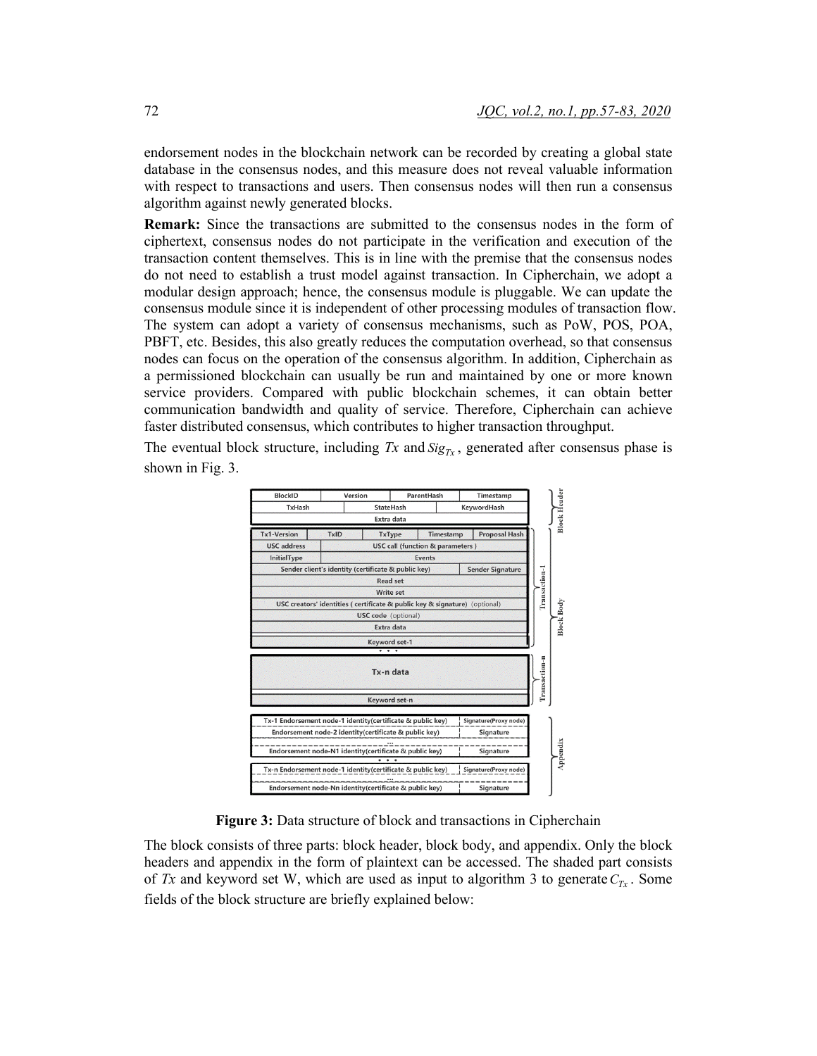endorsement nodes in the blockchain network can be recorded by creating a global state database in the consensus nodes, and this measure does not reveal valuable information with respect to transactions and users. Then consensus nodes will then run a consensus algorithm against newly generated blocks.

**Remark:** Since the transactions are submitted to the consensus nodes in the form of ciphertext, consensus nodes do not participate in the verification and execution of the transaction content themselves. This is in line with the premise that the consensus nodes do not need to establish a trust model against transaction. In Cipherchain, we adopt a modular design approach; hence, the consensus module is pluggable. We can update the consensus module since it is independent of other processing modules of transaction flow. The system can adopt a variety of consensus mechanisms, such as PoW, POS, POA, PBFT, etc. Besides, this also greatly reduces the computation overhead, so that consensus nodes can focus on the operation of the consensus algorithm. In addition, Cipherchain as a permissioned blockchain can usually be run and maintained by one or more known service providers. Compared with public blockchain schemes, it can obtain better communication bandwidth and quality of service. Therefore, Cipherchain can achieve faster distributed consensus, which contributes to higher transaction throughput.

The eventual block structure, including $Tx$ and $Sig_{Tx}$, generated after consensus phase is shown in Fig. 3.

| BlockID | Version | ParentHash | Timestamp |
|---|---|---|---|
| TxHash | StateHash | KeywordHash | |
| Extra data | | | |

| Tx1-Version | TxID | TxType | Timestamp | Proposal Hash |
|---|---|---|---|---|
| USC address | USC call (function & parameters) | | | |
| InitialType | Events | | | |
| Sender client's identity (certificate & public key) | | | | Sender Signature |
| Read set | | | | |
| Write set | | | | |
| USC creators' identities ( certificate & public key & signature) (optional) | | | | |
| USC code (optional) | | | | |
| Extra data | | | | |
| Keyword set-1 | | | | |
| ... | | | | |
| Tx-n data | | | | |
| Keyword set-n | | | | |

| Endorsement identity | Signature |
|---|---|
| Tx-1 Endorsement node-1 identity(certificate & public key) | Signature(Proxy node) |
| Endorsement node-2 identity(certificate & public key) | Signature |
| ... | |
| Endorsement node-N1 identity(certificate & public key) | Signature |
| ... | |
| Tx-n Endorsement node-1 identity(certificate & public key) | Signature(Proxy node) |
| ... | |
| Endorsement node-Nn identity(certificate & public key) | Signature |

(Block Header; Block Body: Transaction-1 … Transaction-n; Appendix)

**Figure 3:** Data structure of block and transactions in Cipherchain

The block consists of three parts: block header, block body, and appendix. Only the block headers and appendix in the form of plaintext can be accessed. The shaded part consists of $Tx$ and keyword set W, which are used as input to algorithm 3 to generate $C_{Tx}$. Some fields of the block structure are briefly explained below: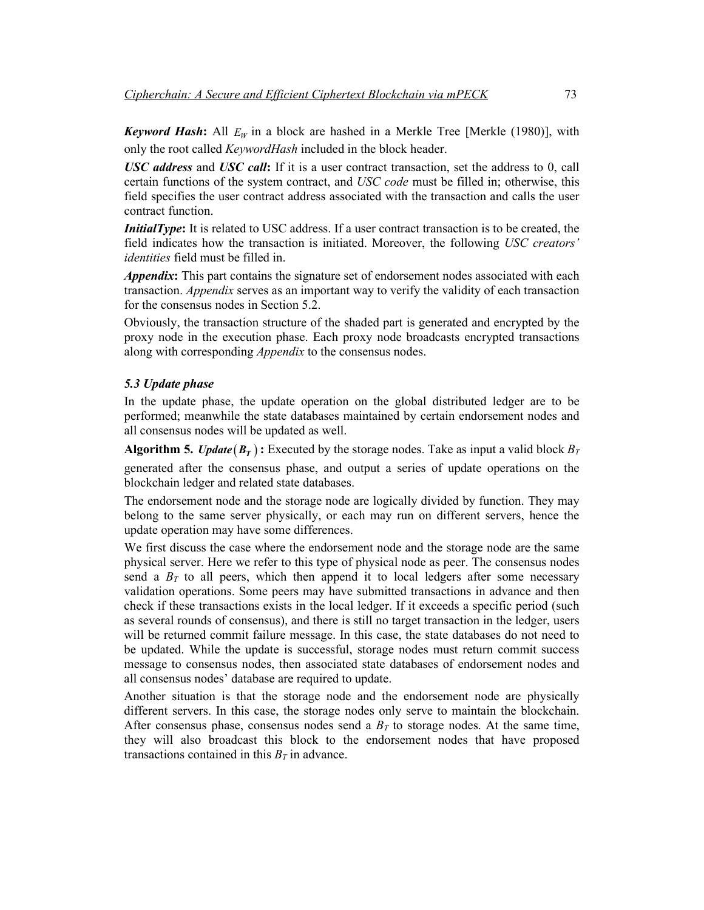***Keyword Hash*:** All $E_W$ in a block are hashed in a Merkle Tree [Merkle (1980)], with only the root called *KeywordHash* included in the block header.

***USC address*** and ***USC call*:** If it is a user contract transaction, set the address to 0, call certain functions of the system contract, and *USC code* must be filled in; otherwise, this field specifies the user contract address associated with the transaction and calls the user contract function.

***InitialType*:** It is related to USC address. If a user contract transaction is to be created, the field indicates how the transaction is initiated. Moreover, the following *USC creators' identities* field must be filled in.

***Appendix*:** This part contains the signature set of endorsement nodes associated with each transaction. *Appendix* serves as an important way to verify the validity of each transaction for the consensus nodes in Section 5.2.

Obviously, the transaction structure of the shaded part is generated and encrypted by the proxy node in the execution phase. Each proxy node broadcasts encrypted transactions along with corresponding *Appendix* to the consensus nodes.

### *5.3 Update phase*

In the update phase, the update operation on the global distributed ledger are to be performed; meanwhile the state databases maintained by certain endorsement nodes and all consensus nodes will be updated as well.

**Algorithm 5.** $\boldsymbol{Update(B_T)}$ **:** Executed by the storage nodes. Take as input a valid block $B_T$ generated after the consensus phase, and output a series of update operations on the blockchain ledger and related state databases.

The endorsement node and the storage node are logically divided by function. They may belong to the same server physically, or each may run on different servers, hence the update operation may have some differences.

We first discuss the case where the endorsement node and the storage node are the same physical server. Here we refer to this type of physical node as peer. The consensus nodes send a $B_T$ to all peers, which then append it to local ledgers after some necessary validation operations. Some peers may have submitted transactions in advance and then check if these transactions exists in the local ledger. If it exceeds a specific period (such as several rounds of consensus), and there is still no target transaction in the ledger, users will be returned commit failure message. In this case, the state databases do not need to be updated. While the update is successful, storage nodes must return commit success message to consensus nodes, then associated state databases of endorsement nodes and all consensus nodes' database are required to update.

Another situation is that the storage node and the endorsement node are physically different servers. In this case, the storage nodes only serve to maintain the blockchain. After consensus phase, consensus nodes send a $B_T$ to storage nodes. At the same time, they will also broadcast this block to the endorsement nodes that have proposed transactions contained in this $B_T$ in advance.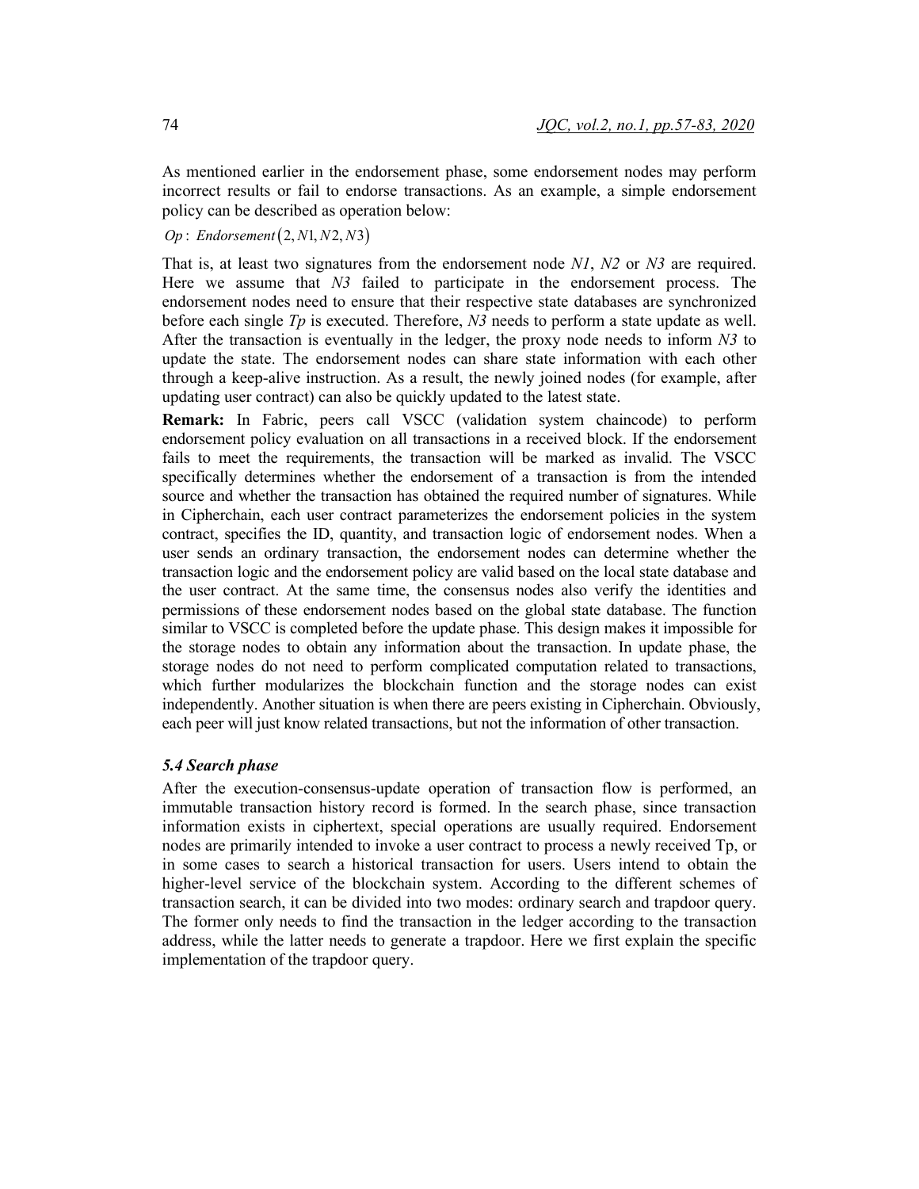As mentioned earlier in the endorsement phase, some endorsement nodes may perform incorrect results or fail to endorse transactions. As an example, a simple endorsement policy can be described as operation below:

$$Op: \ Endorsement\left(2, N1, N2, N3\right)$$

That is, at least two signatures from the endorsement node *N1*, *N2* or *N3* are required. Here we assume that *N3* failed to participate in the endorsement process. The endorsement nodes need to ensure that their respective state databases are synchronized before each single *Tp* is executed. Therefore, *N3* needs to perform a state update as well. After the transaction is eventually in the ledger, the proxy node needs to inform *N3* to update the state. The endorsement nodes can share state information with each other through a keep-alive instruction. As a result, the newly joined nodes (for example, after updating user contract) can also be quickly updated to the latest state.

**Remark:** In Fabric, peers call VSCC (validation system chaincode) to perform endorsement policy evaluation on all transactions in a received block. If the endorsement fails to meet the requirements, the transaction will be marked as invalid. The VSCC specifically determines whether the endorsement of a transaction is from the intended source and whether the transaction has obtained the required number of signatures. While in Cipherchain, each user contract parameterizes the endorsement policies in the system contract, specifies the ID, quantity, and transaction logic of endorsement nodes. When a user sends an ordinary transaction, the endorsement nodes can determine whether the transaction logic and the endorsement policy are valid based on the local state database and the user contract. At the same time, the consensus nodes also verify the identities and permissions of these endorsement nodes based on the global state database. The function similar to VSCC is completed before the update phase. This design makes it impossible for the storage nodes to obtain any information about the transaction. In update phase, the storage nodes do not need to perform complicated computation related to transactions, which further modularizes the blockchain function and the storage nodes can exist independently. Another situation is when there are peers existing in Cipherchain. Obviously, each peer will just know related transactions, but not the information of other transaction.

### *5.4 Search phase*

After the execution-consensus-update operation of transaction flow is performed, an immutable transaction history record is formed. In the search phase, since transaction information exists in ciphertext, special operations are usually required. Endorsement nodes are primarily intended to invoke a user contract to process a newly received Tp, or in some cases to search a historical transaction for users. Users intend to obtain the higher-level service of the blockchain system. According to the different schemes of transaction search, it can be divided into two modes: ordinary search and trapdoor query. The former only needs to find the transaction in the ledger according to the transaction address, while the latter needs to generate a trapdoor. Here we first explain the specific implementation of the trapdoor query.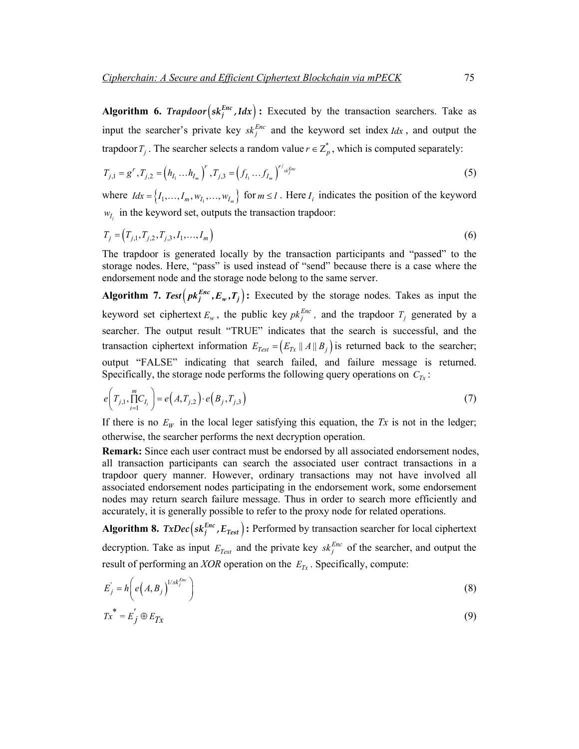**Algorithm 6.** $\boldsymbol{Trapdoor}\left(sk_j^{Enc}, Idx\right)$**:** Executed by the transaction searchers. Take as input the searcher's private key $sk_j^{Enc}$ and the keyword set index $Idx$, and output the trapdoor $T_j$. The searcher selects a random value $r \in Z_p^*$, which is computed separately:

$$T_{j,1} = g^r, T_{j,2} = \left(h_{I_1} \dots h_{I_m}\right)^r, T_{j,3} = \left(f_{I_1} \dots f_{I_m}\right)^{r/sk_j^{Enc}} \tag{5}$$

where $Idx = \left\{I_1, \dots, I_m, w_{I_1}, \dots, w_{I_m}\right\}$ for $m \le l$. Here $I_i$ indicates the position of the keyword $w_{I_i}$ in the keyword set, outputs the transaction trapdoor:

$$T_j = \left(T_{j,1}, T_{j,2}, T_{j,3}, I_1, \dots, I_m\right) \tag{6}$$

The trapdoor is generated locally by the transaction participants and "passed" to the storage nodes. Here, "pass" is used instead of "send" because there is a case where the endorsement node and the storage node belong to the same server.

**Algorithm 7.** $\boldsymbol{Test}\left(pk_j^{Enc}, E_w, T_j\right)$**:** Executed by the storage nodes. Takes as input the keyword set ciphertext $E_w$, the public key $pk_j^{Enc}$, and the trapdoor $T_j$ generated by a searcher. The output result "TRUE" indicates that the search is successful, and the transaction ciphertext information $E_{Test} = \left(E_{Tx} \,\|\, A \,\|\, B_j\right)$ is returned back to the searcher; output "FALSE" indicating that search failed, and failure message is returned. Specifically, the storage node performs the following query operations on $C_{Tx}$:

$$e\left(T_{j,1}, \prod_{i=1}^{m} C_{I_i}\right) = e\left(A, T_{j,2}\right) \cdot e\left(B_j, T_{j,3}\right) \tag{7}$$

If there is no $E_W$ in the local leger satisfying this equation, the *Tx* is not in the ledger; otherwise, the searcher performs the next decryption operation.

**Remark:** Since each user contract must be endorsed by all associated endorsement nodes, all transaction participants can search the associated user contract transactions in a trapdoor query manner. However, ordinary transactions may not have involved all associated endorsement nodes participating in the endorsement work, some endorsement nodes may return search failure message. Thus in order to search more efficiently and accurately, it is generally possible to refer to the proxy node for related operations.

**Algorithm 8.** $\boldsymbol{TxDec}\left(sk_j^{Enc}, E_{Test}\right)$**:** Performed by transaction searcher for local ciphertext decryption. Take as input $E_{Test}$ and the private key $sk_j^{Enc}$ of the searcher, and output the result of performing an *XOR* operation on the $E_{Tx}$. Specifically, compute:

$$E_j' = h\left(e\left(A, B_j\right)^{1/sk_j^{Enc}}\right) \tag{8}$$

$$Tx^* = E_j' \oplus E_{Tx} \tag{9}$$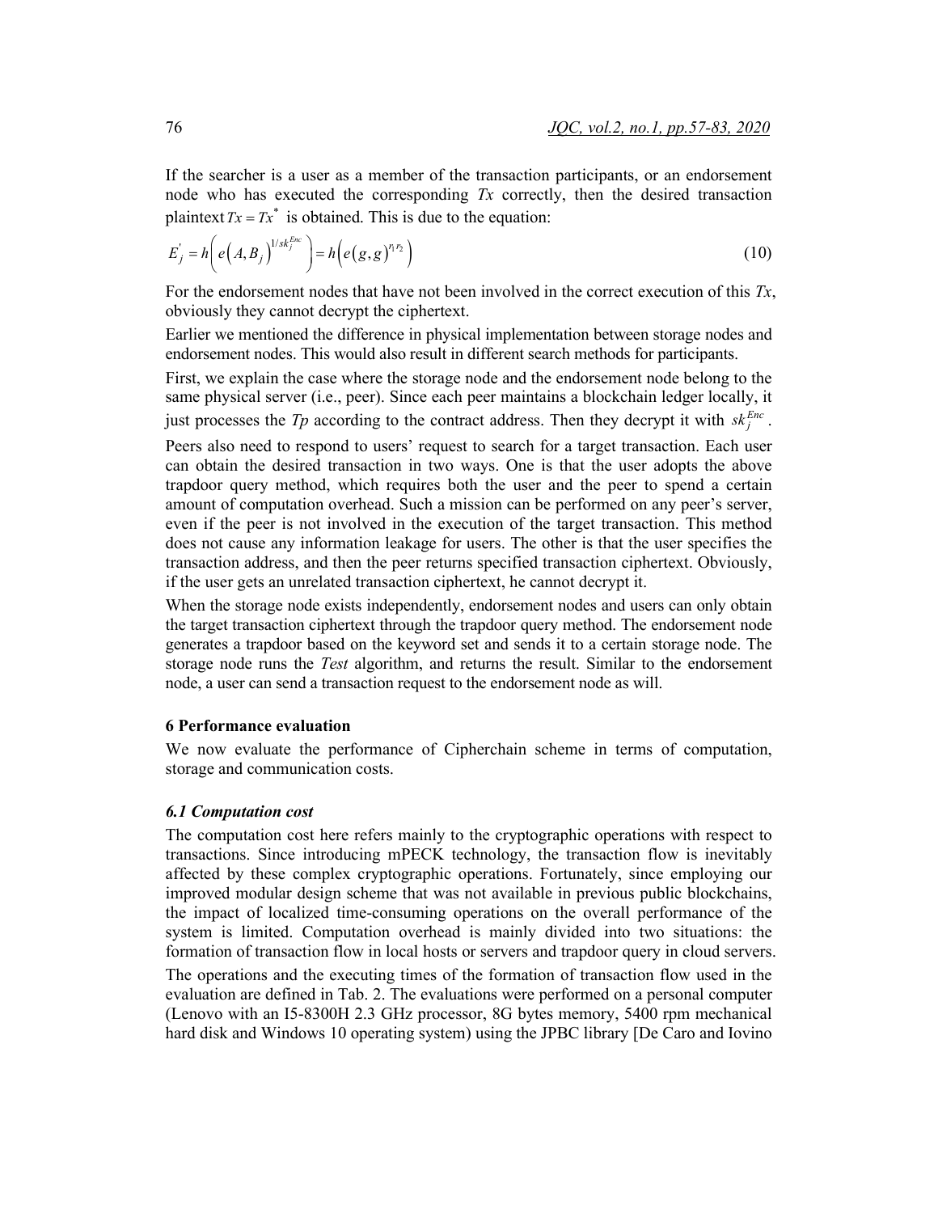If the searcher is a user as a member of the transaction participants, or an endorsement node who has executed the corresponding *Tx* correctly, then the desired transaction plaintext $Tx = Tx^*$ is obtained. This is due to the equation:

$$E_j^{'} = h\left(e\left(A, B_j\right)^{1/sk_j^{Enc}}\right) = h\left(e\left(g, g\right)^{r_1 r_2}\right) \tag{10}$$

For the endorsement nodes that have not been involved in the correct execution of this *Tx*, obviously they cannot decrypt the ciphertext.

Earlier we mentioned the difference in physical implementation between storage nodes and endorsement nodes. This would also result in different search methods for participants.

First, we explain the case where the storage node and the endorsement node belong to the same physical server (i.e., peer). Since each peer maintains a blockchain ledger locally, it just processes the *Tp* according to the contract address. Then they decrypt it with $sk_j^{Enc}$.

Peers also need to respond to users' request to search for a target transaction. Each user can obtain the desired transaction in two ways. One is that the user adopts the above trapdoor query method, which requires both the user and the peer to spend a certain amount of computation overhead. Such a mission can be performed on any peer's server, even if the peer is not involved in the execution of the target transaction. This method does not cause any information leakage for users. The other is that the user specifies the transaction address, and then the peer returns specified transaction ciphertext. Obviously, if the user gets an unrelated transaction ciphertext, he cannot decrypt it.

When the storage node exists independently, endorsement nodes and users can only obtain the target transaction ciphertext through the trapdoor query method. The endorsement node generates a trapdoor based on the keyword set and sends it to a certain storage node. The storage node runs the *Test* algorithm, and returns the result. Similar to the endorsement node, a user can send a transaction request to the endorsement node as will.

## 6 Performance evaluation

We now evaluate the performance of Cipherchain scheme in terms of computation, storage and communication costs.

### *6.1 Computation cost*

The computation cost here refers mainly to the cryptographic operations with respect to transactions. Since introducing mPECK technology, the transaction flow is inevitably affected by these complex cryptographic operations. Fortunately, since employing our improved modular design scheme that was not available in previous public blockchains, the impact of localized time-consuming operations on the overall performance of the system is limited. Computation overhead is mainly divided into two situations: the formation of transaction flow in local hosts or servers and trapdoor query in cloud servers.

The operations and the executing times of the formation of transaction flow used in the evaluation are defined in Tab. 2. The evaluations were performed on a personal computer (Lenovo with an I5-8300H 2.3 GHz processor, 8G bytes memory, 5400 rpm mechanical hard disk and Windows 10 operating system) using the JPBC library [De Caro and Iovino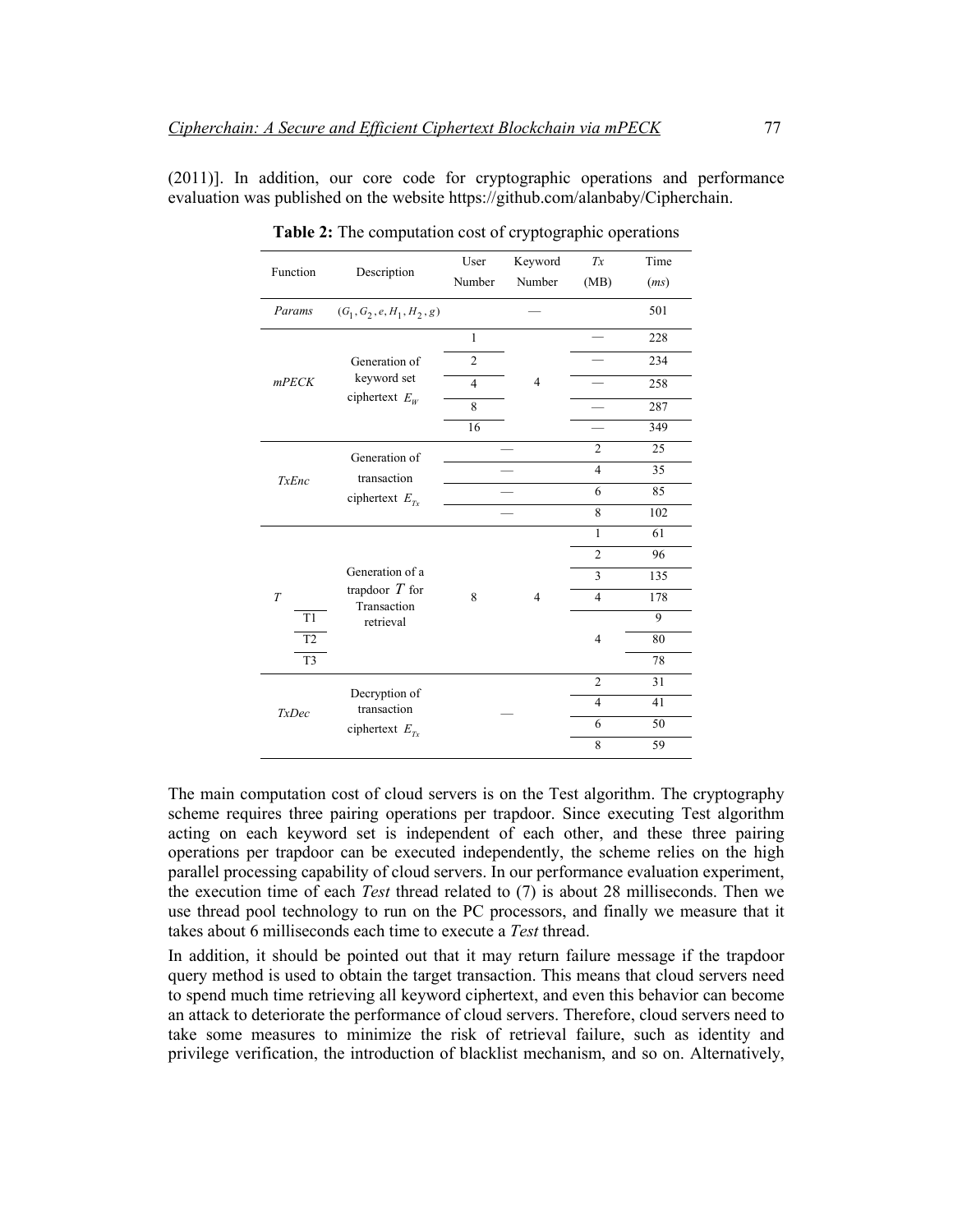(2011)]. In addition, our core code for cryptographic operations and performance evaluation was published on the website https://github.com/alanbaby/Cipherchain.

**Table 2:** The computation cost of cryptographic operations

| Function | Description | User Number | Keyword Number | *Tx* (MB) | Time (*ms*) |
|---|---|---|---|---|---|
| *Params* | $(G_1, G_2, e, H_1, H_2, g)$ | | — | | 501 |
| *mPECK* | Generation of keyword set ciphertext $E_W$ | 1 | 4 | — | 228 |
| | | 2 | | — | 234 |
| | | 4 | | — | 258 |
| | | 8 | | — | 287 |
| | | 16 | | — | 349 |
| *TxEnc* | Generation of transaction ciphertext $E_{Tx}$ | — | | 2 | 25 |
| | | — | | 4 | 35 |
| | | — | | 6 | 85 |
| | | — | | 8 | 102 |
| *T* | Generation of a trapdoor $T$ for Transaction retrieval | 8 | 4 | 1 | 61 |
| | | | | 2 | 96 |
| | | | | 3 | 135 |
| | | | | 4 | 178 |
| T1 | | | | 4 | 9 |
| T2 | | | | | 80 |
| T3 | | | | | 78 |
| *TxDec* | Decryption of transaction ciphertext $E_{Tx}$ | — | | 2 | 31 |
| | | | | 4 | 41 |
| | | | | 6 | 50 |
| | | | | 8 | 59 |

The main computation cost of cloud servers is on the Test algorithm. The cryptography scheme requires three pairing operations per trapdoor. Since executing Test algorithm acting on each keyword set is independent of each other, and these three pairing operations per trapdoor can be executed independently, the scheme relies on the high parallel processing capability of cloud servers. In our performance evaluation experiment, the execution time of each *Test* thread related to (7) is about 28 milliseconds. Then we use thread pool technology to run on the PC processors, and finally we measure that it takes about 6 milliseconds each time to execute a *Test* thread.

In addition, it should be pointed out that it may return failure message if the trapdoor query method is used to obtain the target transaction. This means that cloud servers need to spend much time retrieving all keyword ciphertext, and even this behavior can become an attack to deteriorate the performance of cloud servers. Therefore, cloud servers need to take some measures to minimize the risk of retrieval failure, such as identity and privilege verification, the introduction of blacklist mechanism, and so on. Alternatively,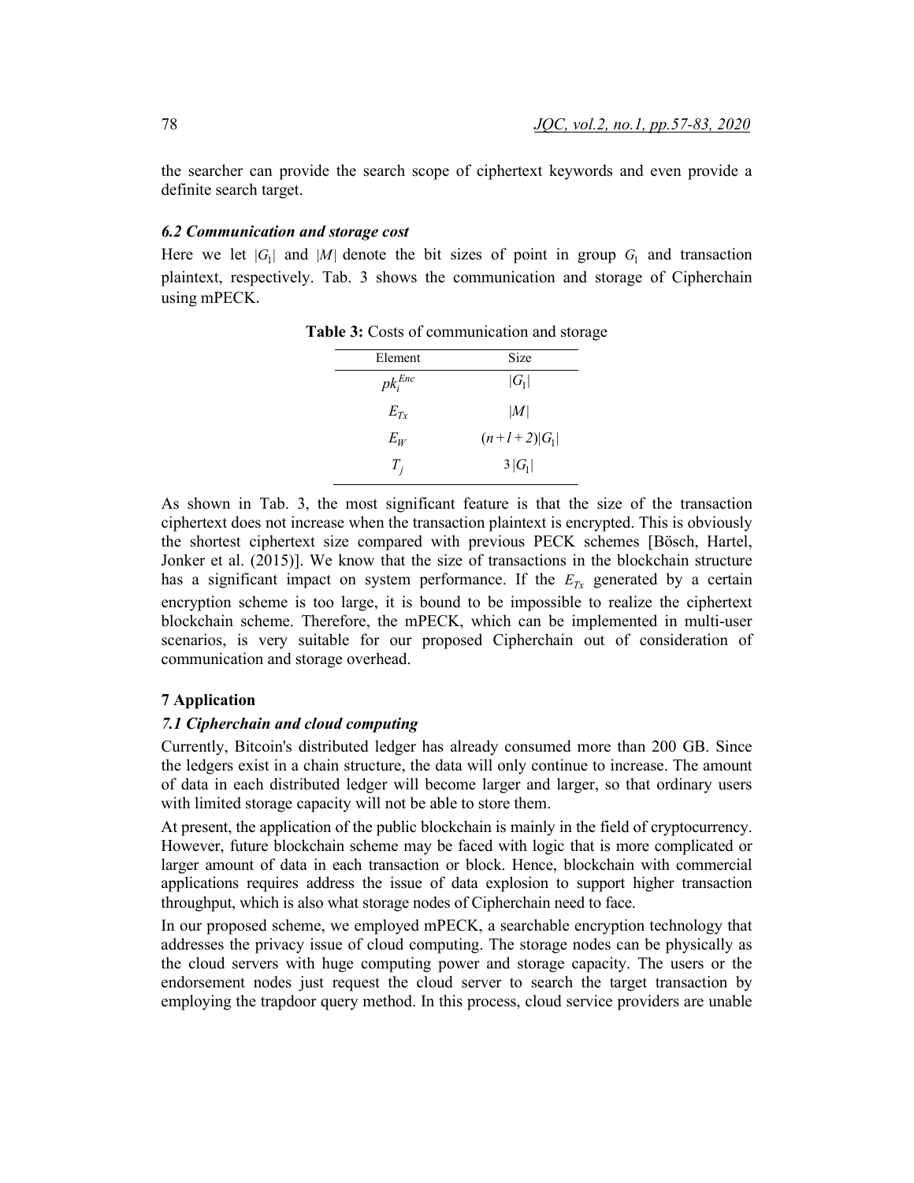the searcher can provide the search scope of ciphertext keywords and even provide a definite search target.

### *6.2 Communication and storage cost*

Here we let $|G_1|$ and $|M|$ denote the bit sizes of point in group $G_1$ and transaction plaintext, respectively. Tab. 3 shows the communication and storage of Cipherchain using mPECK.

**Table 3:** Costs of communication and storage

| Element | Size |
|---|---|
| $pk_i^{Enc}$ | $\|G_1\|$ |
| $E_{Tx}$ | $\|M\|$ |
| $E_W$ | $(n+l+2)\|G_1\|$ |
| $T_j$ | $3\|G_1\|$ |

As shown in Tab. 3, the most significant feature is that the size of the transaction ciphertext does not increase when the transaction plaintext is encrypted. This is obviously the shortest ciphertext size compared with previous PECK schemes [Bösch, Hartel, Jonker et al. (2015)]. We know that the size of transactions in the blockchain structure has a significant impact on system performance. If the $E_{Tx}$ generated by a certain encryption scheme is too large, it is bound to be impossible to realize the ciphertext blockchain scheme. Therefore, the mPECK, which can be implemented in multi-user scenarios, is very suitable for our proposed Cipherchain out of consideration of communication and storage overhead.

## 7 Application

### *7.1 Cipherchain and cloud computing*

Currently, Bitcoin's distributed ledger has already consumed more than 200 GB. Since the ledgers exist in a chain structure, the data will only continue to increase. The amount of data in each distributed ledger will become larger and larger, so that ordinary users with limited storage capacity will not be able to store them.

At present, the application of the public blockchain is mainly in the field of cryptocurrency. However, future blockchain scheme may be faced with logic that is more complicated or larger amount of data in each transaction or block. Hence, blockchain with commercial applications requires address the issue of data explosion to support higher transaction throughput, which is also what storage nodes of Cipherchain need to face.

In our proposed scheme, we employed mPECK, a searchable encryption technology that addresses the privacy issue of cloud computing. The storage nodes can be physically as the cloud servers with huge computing power and storage capacity. The users or the endorsement nodes just request the cloud server to search the target transaction by employing the trapdoor query method. In this process, cloud service providers are unable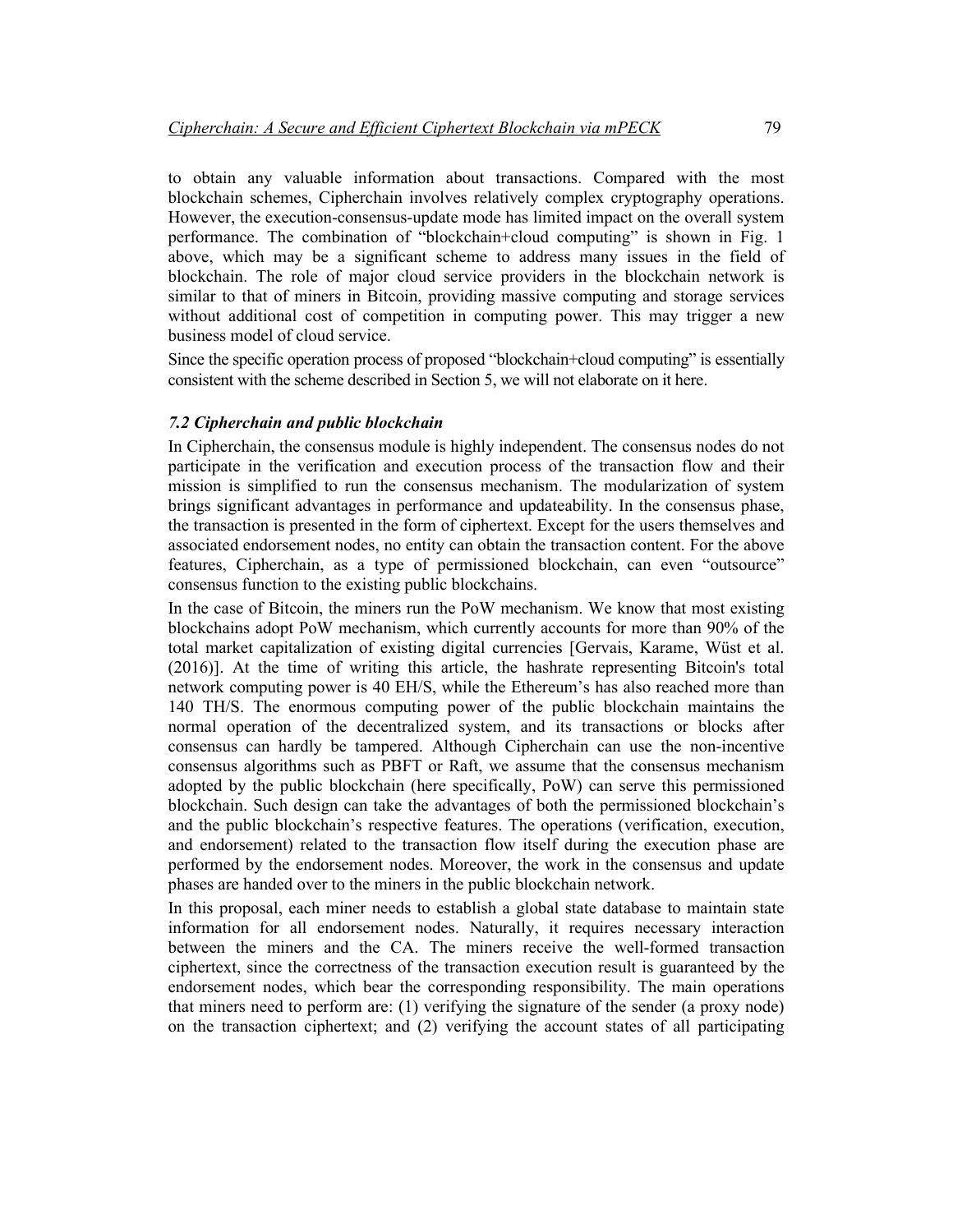to obtain any valuable information about transactions. Compared with the most blockchain schemes, Cipherchain involves relatively complex cryptography operations. However, the execution-consensus-update mode has limited impact on the overall system performance. The combination of "blockchain+cloud computing" is shown in Fig. 1 above, which may be a significant scheme to address many issues in the field of blockchain. The role of major cloud service providers in the blockchain network is similar to that of miners in Bitcoin, providing massive computing and storage services without additional cost of competition in computing power. This may trigger a new business model of cloud service.

Since the specific operation process of proposed "blockchain+cloud computing" is essentially consistent with the scheme described in Section 5, we will not elaborate on it here.

### *7.2 Cipherchain and public blockchain*

In Cipherchain, the consensus module is highly independent. The consensus nodes do not participate in the verification and execution process of the transaction flow and their mission is simplified to run the consensus mechanism. The modularization of system brings significant advantages in performance and updateability. In the consensus phase, the transaction is presented in the form of ciphertext. Except for the users themselves and associated endorsement nodes, no entity can obtain the transaction content. For the above features, Cipherchain, as a type of permissioned blockchain, can even "outsource" consensus function to the existing public blockchains.

In the case of Bitcoin, the miners run the PoW mechanism. We know that most existing blockchains adopt PoW mechanism, which currently accounts for more than 90% of the total market capitalization of existing digital currencies [Gervais, Karame, Wüst et al. (2016)]. At the time of writing this article, the hashrate representing Bitcoin's total network computing power is 40 EH/S, while the Ethereum's has also reached more than 140 TH/S. The enormous computing power of the public blockchain maintains the normal operation of the decentralized system, and its transactions or blocks after consensus can hardly be tampered. Although Cipherchain can use the non-incentive consensus algorithms such as PBFT or Raft, we assume that the consensus mechanism adopted by the public blockchain (here specifically, PoW) can serve this permissioned blockchain. Such design can take the advantages of both the permissioned blockchain's and the public blockchain's respective features. The operations (verification, execution, and endorsement) related to the transaction flow itself during the execution phase are performed by the endorsement nodes. Moreover, the work in the consensus and update phases are handed over to the miners in the public blockchain network.

In this proposal, each miner needs to establish a global state database to maintain state information for all endorsement nodes. Naturally, it requires necessary interaction between the miners and the CA. The miners receive the well-formed transaction ciphertext, since the correctness of the transaction execution result is guaranteed by the endorsement nodes, which bear the corresponding responsibility. The main operations that miners need to perform are: (1) verifying the signature of the sender (a proxy node) on the transaction ciphertext; and (2) verifying the account states of all participating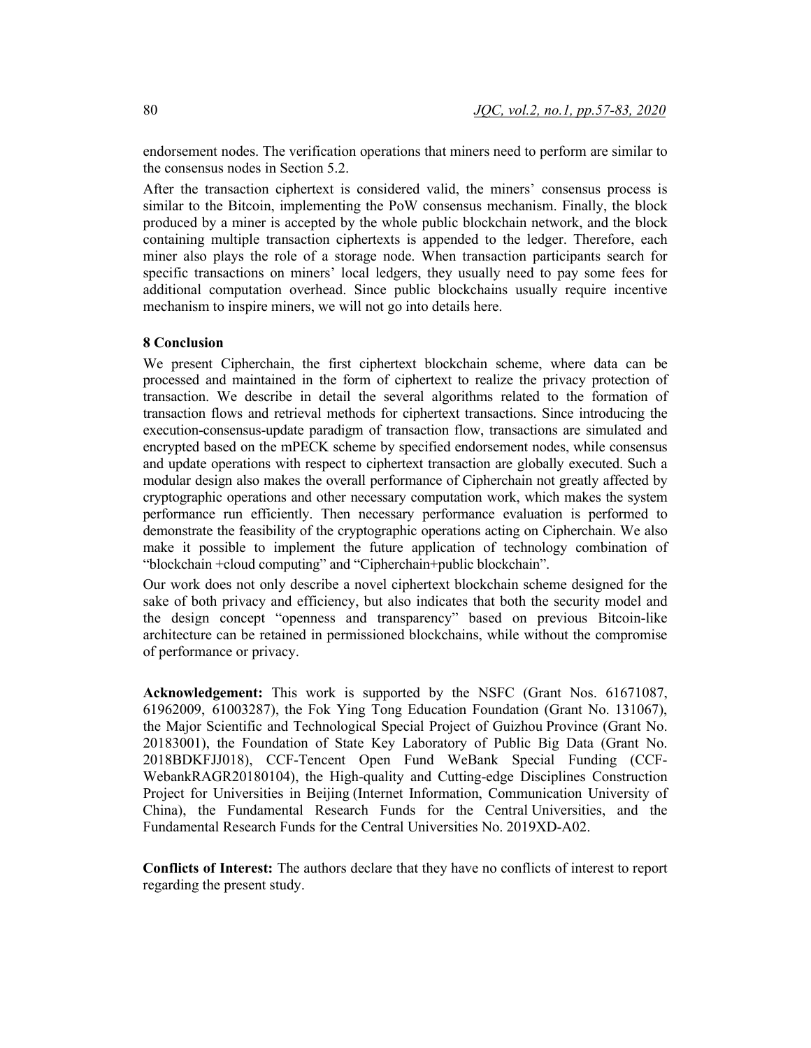endorsement nodes. The verification operations that miners need to perform are similar to the consensus nodes in Section 5.2.

After the transaction ciphertext is considered valid, the miners' consensus process is similar to the Bitcoin, implementing the PoW consensus mechanism. Finally, the block produced by a miner is accepted by the whole public blockchain network, and the block containing multiple transaction ciphertexts is appended to the ledger. Therefore, each miner also plays the role of a storage node. When transaction participants search for specific transactions on miners' local ledgers, they usually need to pay some fees for additional computation overhead. Since public blockchains usually require incentive mechanism to inspire miners, we will not go into details here.

## 8 Conclusion

We present Cipherchain, the first ciphertext blockchain scheme, where data can be processed and maintained in the form of ciphertext to realize the privacy protection of transaction. We describe in detail the several algorithms related to the formation of transaction flows and retrieval methods for ciphertext transactions. Since introducing the execution-consensus-update paradigm of transaction flow, transactions are simulated and encrypted based on the mPECK scheme by specified endorsement nodes, while consensus and update operations with respect to ciphertext transaction are globally executed. Such a modular design also makes the overall performance of Cipherchain not greatly affected by cryptographic operations and other necessary computation work, which makes the system performance run efficiently. Then necessary performance evaluation is performed to demonstrate the feasibility of the cryptographic operations acting on Cipherchain. We also make it possible to implement the future application of technology combination of "blockchain +cloud computing" and "Cipherchain+public blockchain".

Our work does not only describe a novel ciphertext blockchain scheme designed for the sake of both privacy and efficiency, but also indicates that both the security model and the design concept "openness and transparency" based on previous Bitcoin-like architecture can be retained in permissioned blockchains, while without the compromise of performance or privacy.

**Acknowledgement:** This work is supported by the NSFC (Grant Nos. 61671087, 61962009, 61003287), the Fok Ying Tong Education Foundation (Grant No. 131067), the Major Scientific and Technological Special Project of Guizhou Province (Grant No. 20183001), the Foundation of State Key Laboratory of Public Big Data (Grant No. 2018BDKFJJ018), CCF-Tencent Open Fund WeBank Special Funding (CCF-WebankRAGR20180104), the High-quality and Cutting-edge Disciplines Construction Project for Universities in Beijing (Internet Information, Communication University of China), the Fundamental Research Funds for the Central Universities, and the Fundamental Research Funds for the Central Universities No. 2019XD-A02.

**Conflicts of Interest:** The authors declare that they have no conflicts of interest to report regarding the present study.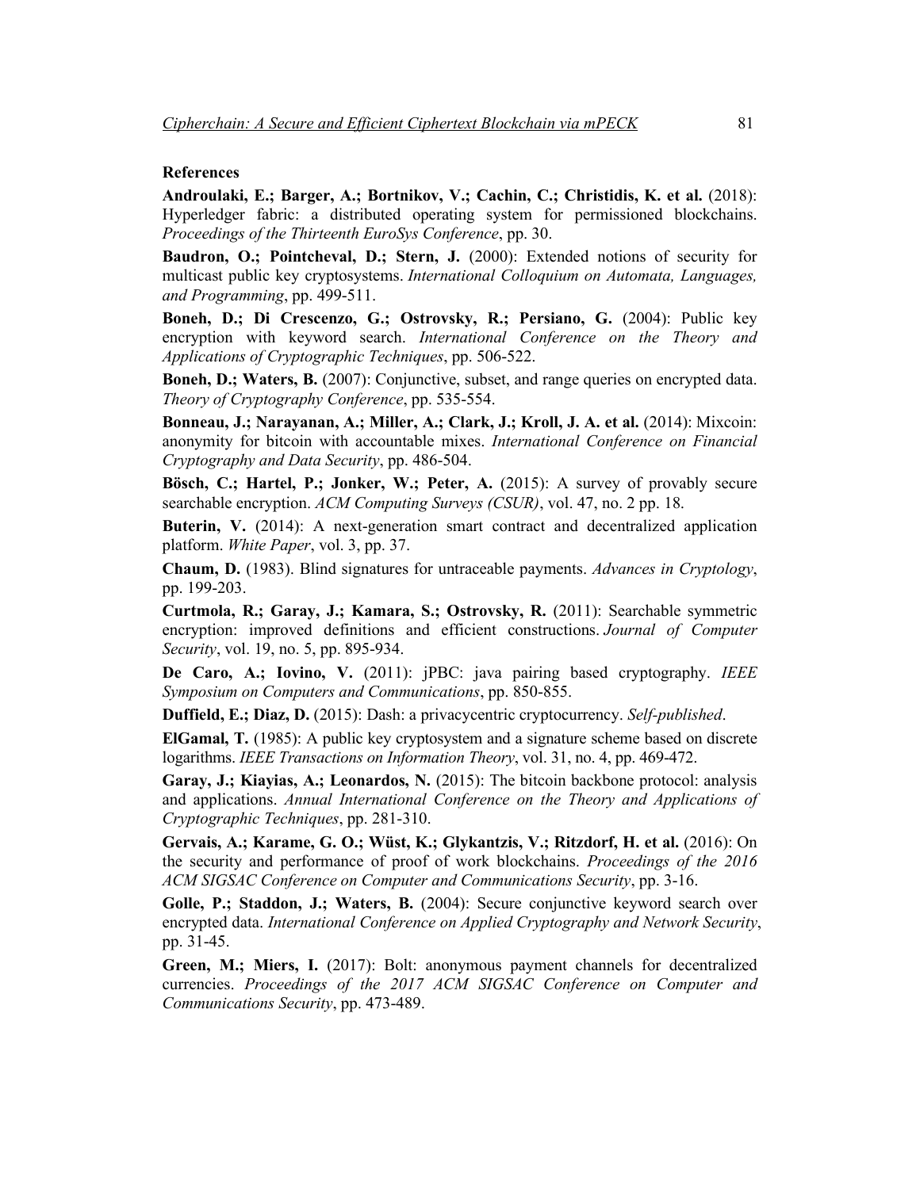**References**

**Androulaki, E.; Barger, A.; Bortnikov, V.; Cachin, C.; Christidis, K. et al.** (2018): Hyperledger fabric: a distributed operating system for permissioned blockchains. *Proceedings of the Thirteenth EuroSys Conference*, pp. 30.

**Baudron, O.; Pointcheval, D.; Stern, J.** (2000): Extended notions of security for multicast public key cryptosystems. *International Colloquium on Automata, Languages, and Programming*, pp. 499-511.

**Boneh, D.; Di Crescenzo, G.; Ostrovsky, R.; Persiano, G.** (2004): Public key encryption with keyword search. *International Conference on the Theory and Applications of Cryptographic Techniques*, pp. 506-522.

**Boneh, D.; Waters, B.** (2007): Conjunctive, subset, and range queries on encrypted data. *Theory of Cryptography Conference*, pp. 535-554.

**Bonneau, J.; Narayanan, A.; Miller, A.; Clark, J.; Kroll, J. A. et al.** (2014): Mixcoin: anonymity for bitcoin with accountable mixes. *International Conference on Financial Cryptography and Data Security*, pp. 486-504.

**Bösch, C.; Hartel, P.; Jonker, W.; Peter, A.** (2015): A survey of provably secure searchable encryption. *ACM Computing Surveys (CSUR)*, vol. 47, no. 2 pp. 18.

**Buterin, V.** (2014): A next-generation smart contract and decentralized application platform. *White Paper*, vol. 3, pp. 37.

**Chaum, D.** (1983). Blind signatures for untraceable payments. *Advances in Cryptology*, pp. 199-203.

**Curtmola, R.; Garay, J.; Kamara, S.; Ostrovsky, R.** (2011): Searchable symmetric encryption: improved definitions and efficient constructions. *Journal of Computer Security*, vol. 19, no. 5, pp. 895-934.

**De Caro, A.; Iovino, V.** (2011): jPBC: java pairing based cryptography. *IEEE Symposium on Computers and Communications*, pp. 850-855.

**Duffield, E.; Diaz, D.** (2015): Dash: a privacycentric cryptocurrency. *Self-published*.

**ElGamal, T.** (1985): A public key cryptosystem and a signature scheme based on discrete logarithms. *IEEE Transactions on Information Theory*, vol. 31, no. 4, pp. 469-472.

**Garay, J.; Kiayias, A.; Leonardos, N.** (2015): The bitcoin backbone protocol: analysis and applications. *Annual International Conference on the Theory and Applications of Cryptographic Techniques*, pp. 281-310.

**Gervais, A.; Karame, G. O.; Wüst, K.; Glykantzis, V.; Ritzdorf, H. et al.** (2016): On the security and performance of proof of work blockchains. *Proceedings of the 2016 ACM SIGSAC Conference on Computer and Communications Security*, pp. 3-16.

**Golle, P.; Staddon, J.; Waters, B.** (2004): Secure conjunctive keyword search over encrypted data. *International Conference on Applied Cryptography and Network Security*, pp. 31-45.

**Green, M.; Miers, I.** (2017): Bolt: anonymous payment channels for decentralized currencies. *Proceedings of the 2017 ACM SIGSAC Conference on Computer and Communications Security*, pp. 473-489.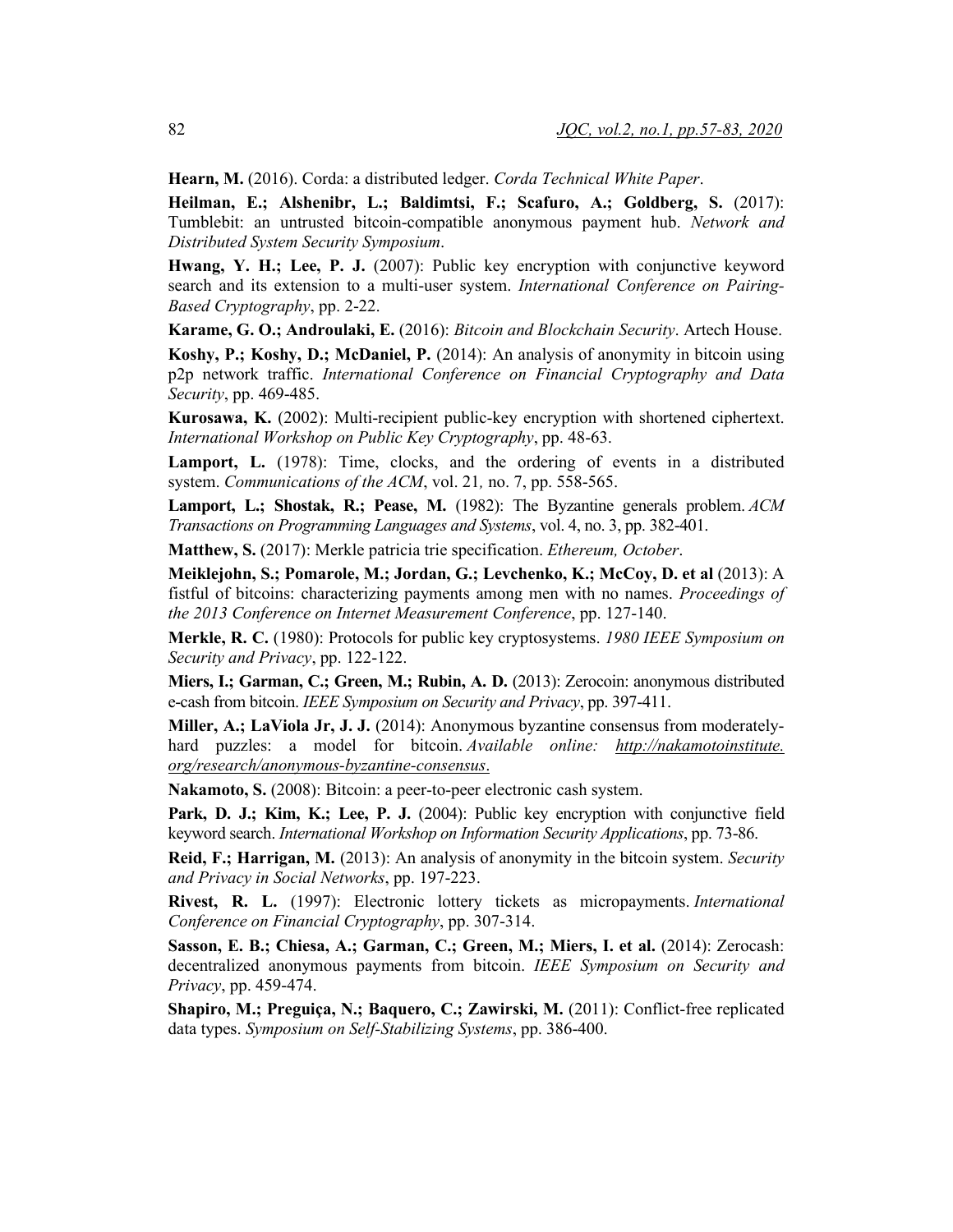**Hearn, M.** (2016). Corda: a distributed ledger. *Corda Technical White Paper*.

**Heilman, E.; Alshenibr, L.; Baldimtsi, F.; Scafuro, A.; Goldberg, S.** (2017): Tumblebit: an untrusted bitcoin-compatible anonymous payment hub. *Network and Distributed System Security Symposium*.

**Hwang, Y. H.; Lee, P. J.** (2007): Public key encryption with conjunctive keyword search and its extension to a multi-user system. *International Conference on Pairing-Based Cryptography*, pp. 2-22.

**Karame, G. O.; Androulaki, E.** (2016): *Bitcoin and Blockchain Security*. Artech House.

**Koshy, P.; Koshy, D.; McDaniel, P.** (2014): An analysis of anonymity in bitcoin using p2p network traffic. *International Conference on Financial Cryptography and Data Security*, pp. 469-485.

**Kurosawa, K.** (2002): Multi-recipient public-key encryption with shortened ciphertext. *International Workshop on Public Key Cryptography*, pp. 48-63.

**Lamport, L.** (1978): Time, clocks, and the ordering of events in a distributed system. *Communications of the ACM*, vol. 21*,* no. 7, pp. 558-565.

**Lamport, L.; Shostak, R.; Pease, M.** (1982): The Byzantine generals problem. *ACM Transactions on Programming Languages and Systems*, vol. 4, no. 3, pp. 382-401.

**Matthew, S.** (2017): Merkle patricia trie specification. *Ethereum, October*.

**Meiklejohn, S.; Pomarole, M.; Jordan, G.; Levchenko, K.; McCoy, D. et al** (2013): A fistful of bitcoins: characterizing payments among men with no names. *Proceedings of the 2013 Conference on Internet Measurement Conference*, pp. 127-140.

**Merkle, R. C.** (1980): Protocols for public key cryptosystems. *1980 IEEE Symposium on Security and Privacy*, pp. 122-122.

**Miers, I.; Garman, C.; Green, M.; Rubin, A. D.** (2013): Zerocoin: anonymous distributed e-cash from bitcoin. *IEEE Symposium on Security and Privacy*, pp. 397-411.

**Miller, A.; LaViola Jr, J. J.** (2014): Anonymous byzantine consensus from moderately-hard puzzles: a model for bitcoin. *Available online: http://nakamotoinstitute.org/research/anonymous-byzantine-consensus*.

**Nakamoto, S.** (2008): Bitcoin: a peer-to-peer electronic cash system.

**Park, D. J.; Kim, K.; Lee, P. J.** (2004): Public key encryption with conjunctive field keyword search. *International Workshop on Information Security Applications*, pp. 73-86.

**Reid, F.; Harrigan, M.** (2013): An analysis of anonymity in the bitcoin system. *Security and Privacy in Social Networks*, pp. 197-223.

**Rivest, R. L.** (1997): Electronic lottery tickets as micropayments. *International Conference on Financial Cryptography*, pp. 307-314.

**Sasson, E. B.; Chiesa, A.; Garman, C.; Green, M.; Miers, I. et al.** (2014): Zerocash: decentralized anonymous payments from bitcoin. *IEEE Symposium on Security and Privacy*, pp. 459-474.

**Shapiro, M.; Preguiça, N.; Baquero, C.; Zawirski, M.** (2011): Conflict-free replicated data types. *Symposium on Self-Stabilizing Systems*, pp. 386-400.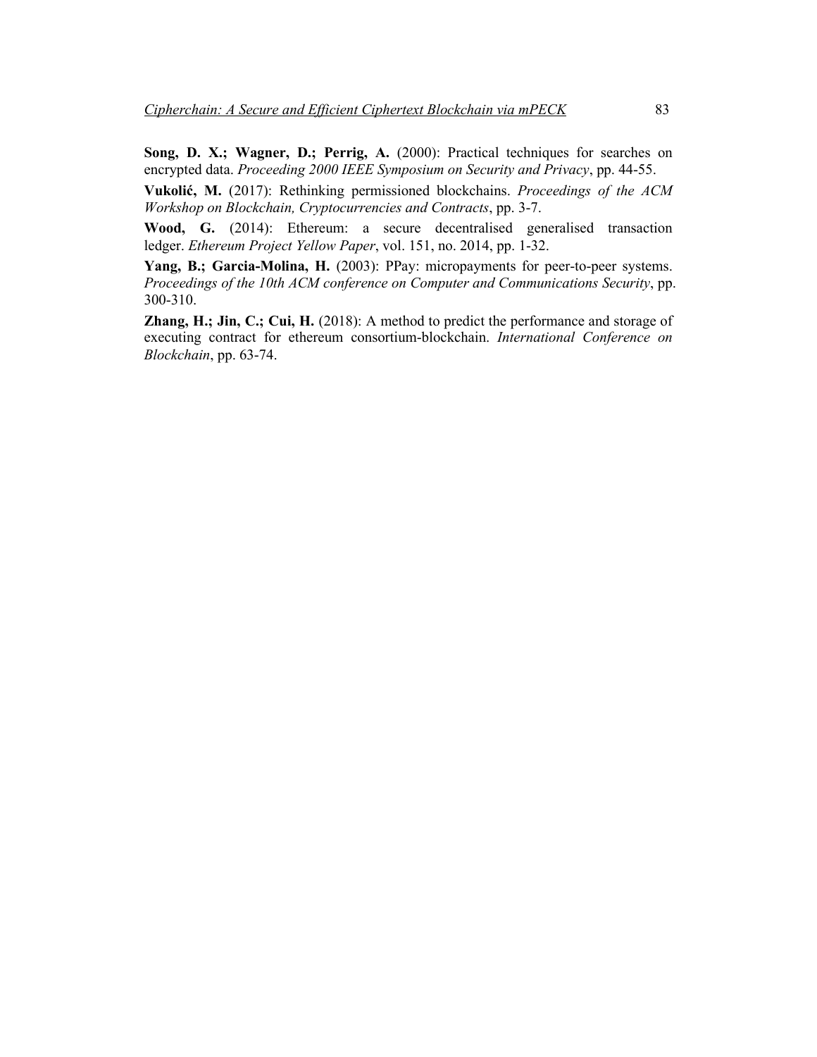**Song, D. X.; Wagner, D.; Perrig, A.** (2000): Practical techniques for searches on encrypted data. *Proceeding 2000 IEEE Symposium on Security and Privacy*, pp. 44-55.

**Vukolić, M.** (2017): Rethinking permissioned blockchains. *Proceedings of the ACM Workshop on Blockchain, Cryptocurrencies and Contracts*, pp. 3-7.

**Wood, G.** (2014): Ethereum: a secure decentralised generalised transaction ledger. *Ethereum Project Yellow Paper*, vol. 151, no. 2014, pp. 1-32.

**Yang, B.; Garcia-Molina, H.** (2003): PPay: micropayments for peer-to-peer systems. *Proceedings of the 10th ACM conference on Computer and Communications Security*, pp. 300-310.

**Zhang, H.; Jin, C.; Cui, H.** (2018): A method to predict the performance and storage of executing contract for ethereum consortium-blockchain. *International Conference on Blockchain*, pp. 63-74.